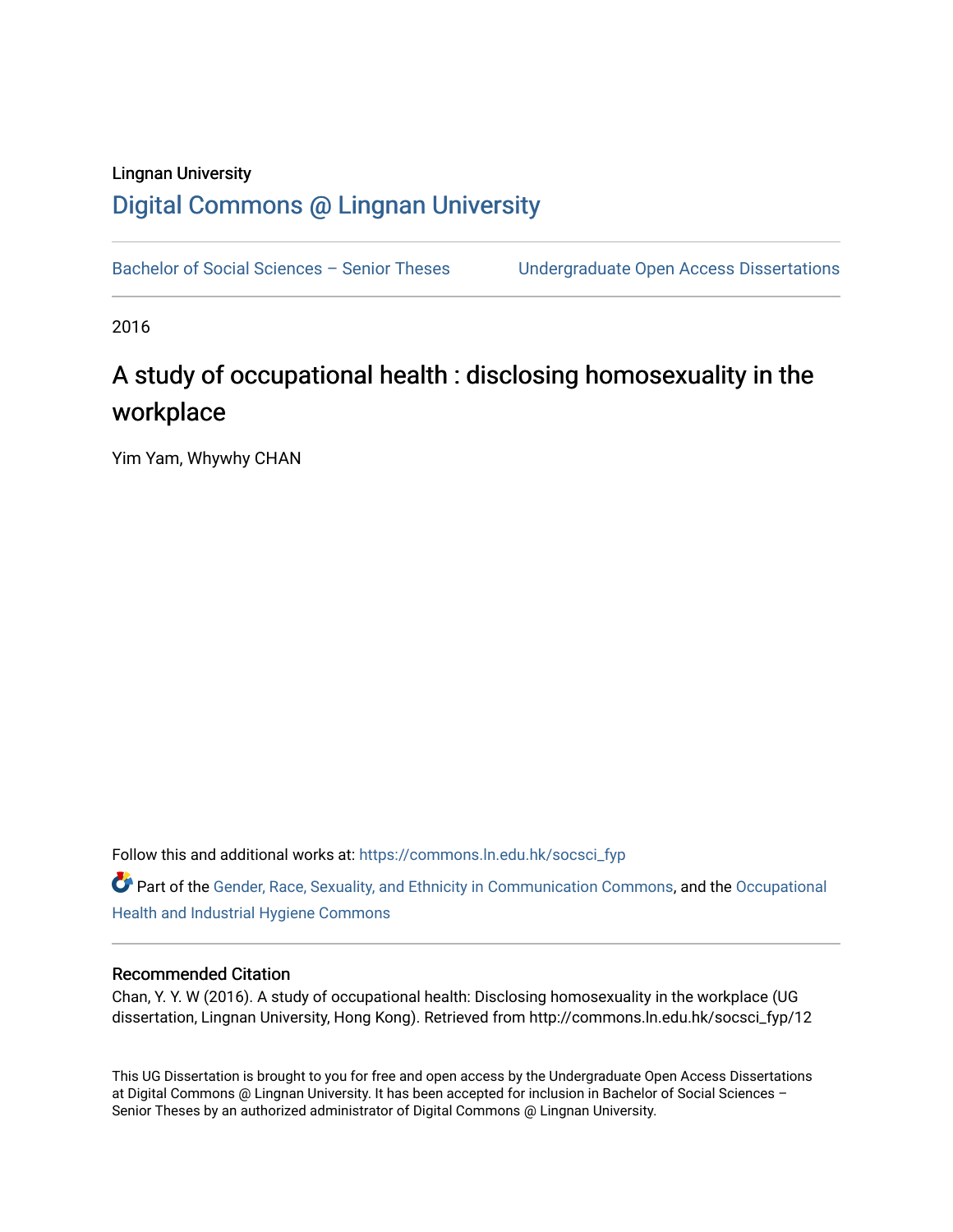Lingnan University

# Digital Commons @ Lingnan University

Bachelor of Social Sciences – Senior Theses    Undergraduate Open Access Dissertations

2016

## A study of occupational health : disclosing homosexuality in the workplace

Yim Yam, Whywhy CHAN

Follow this and additional works at: https://commons.ln.edu.hk/socsci_fyp

Part of the Gender, Race, Sexuality, and Ethnicity in Communication Commons, and the Occupational Health and Industrial Hygiene Commons

### Recommended Citation

Chan, Y. Y. W (2016). A study of occupational health: Disclosing homosexuality in the workplace (UG dissertation, Lingnan University, Hong Kong). Retrieved from http://commons.ln.edu.hk/socsci_fyp/12

This UG Dissertation is brought to you for free and open access by the Undergraduate Open Access Dissertations at Digital Commons @ Lingnan University. It has been accepted for inclusion in Bachelor of Social Sciences – Senior Theses by an authorized administrator of Digital Commons @ Lingnan University.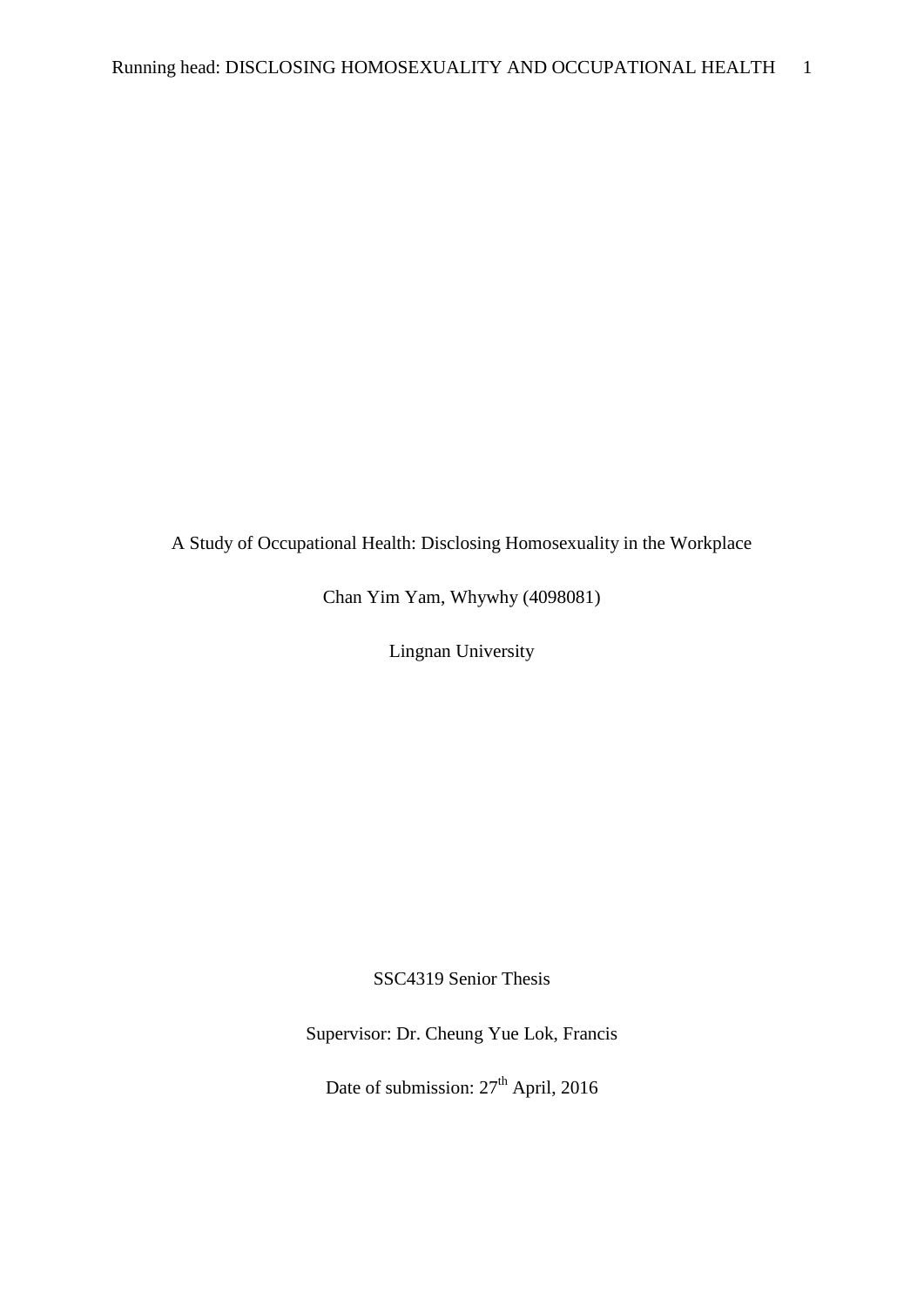A Study of Occupational Health: Disclosing Homosexuality in the Workplace

Chan Yim Yam, Whywhy (4098081)

Lingnan University

SSC4319 Senior Thesis

Supervisor: Dr. Cheung Yue Lok, Francis

Date of submission: 27th April, 2016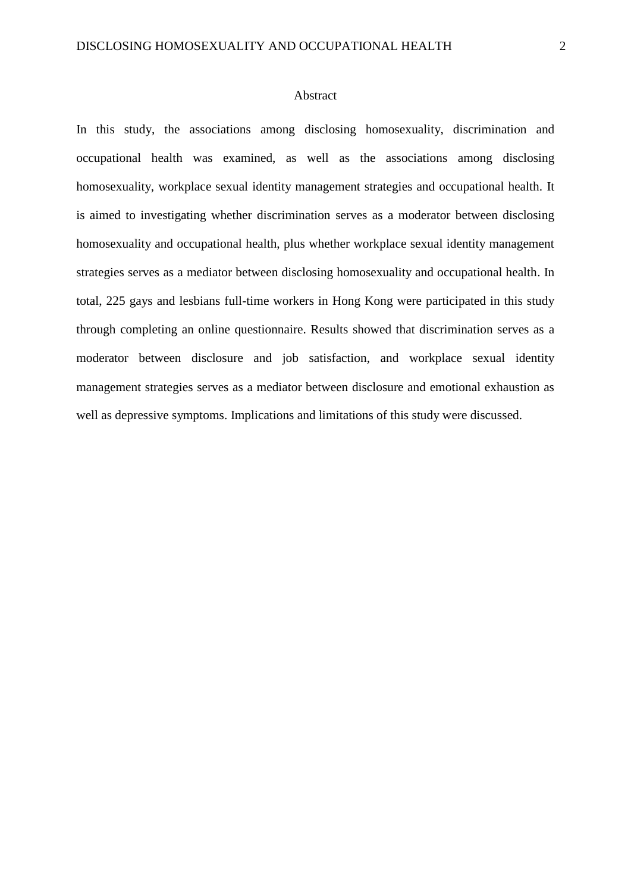# Abstract

In this study, the associations among disclosing homosexuality, discrimination and occupational health was examined, as well as the associations among disclosing homosexuality, workplace sexual identity management strategies and occupational health. It is aimed to investigating whether discrimination serves as a moderator between disclosing homosexuality and occupational health, plus whether workplace sexual identity management strategies serves as a mediator between disclosing homosexuality and occupational health. In total, 225 gays and lesbians full-time workers in Hong Kong were participated in this study through completing an online questionnaire. Results showed that discrimination serves as a moderator between disclosure and job satisfaction, and workplace sexual identity management strategies serves as a mediator between disclosure and emotional exhaustion as well as depressive symptoms. Implications and limitations of this study were discussed.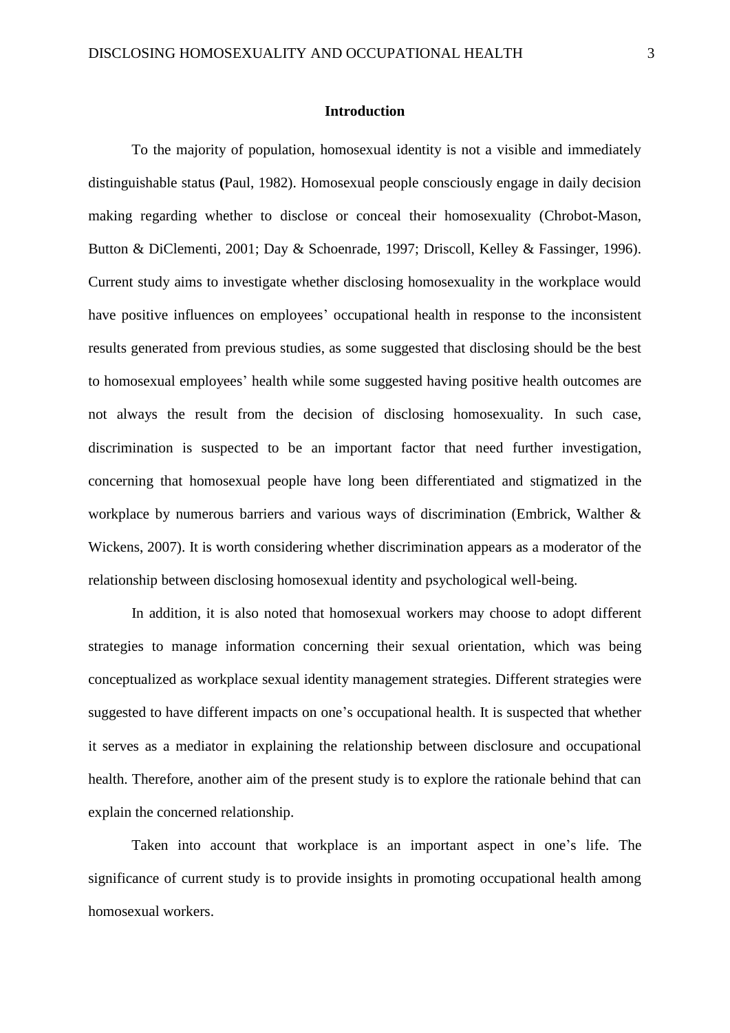## Introduction

To the majority of population, homosexual identity is not a visible and immediately distinguishable status **(**Paul, 1982). Homosexual people consciously engage in daily decision making regarding whether to disclose or conceal their homosexuality (Chrobot-Mason, Button & DiClementi, 2001; Day & Schoenrade, 1997; Driscoll, Kelley & Fassinger, 1996). Current study aims to investigate whether disclosing homosexuality in the workplace would have positive influences on employees' occupational health in response to the inconsistent results generated from previous studies, as some suggested that disclosing should be the best to homosexual employees' health while some suggested having positive health outcomes are not always the result from the decision of disclosing homosexuality. In such case, discrimination is suspected to be an important factor that need further investigation, concerning that homosexual people have long been differentiated and stigmatized in the workplace by numerous barriers and various ways of discrimination (Embrick, Walther & Wickens, 2007). It is worth considering whether discrimination appears as a moderator of the relationship between disclosing homosexual identity and psychological well-being.

In addition, it is also noted that homosexual workers may choose to adopt different strategies to manage information concerning their sexual orientation, which was being conceptualized as workplace sexual identity management strategies. Different strategies were suggested to have different impacts on one's occupational health. It is suspected that whether it serves as a mediator in explaining the relationship between disclosure and occupational health. Therefore, another aim of the present study is to explore the rationale behind that can explain the concerned relationship.

Taken into account that workplace is an important aspect in one's life. The significance of current study is to provide insights in promoting occupational health among homosexual workers.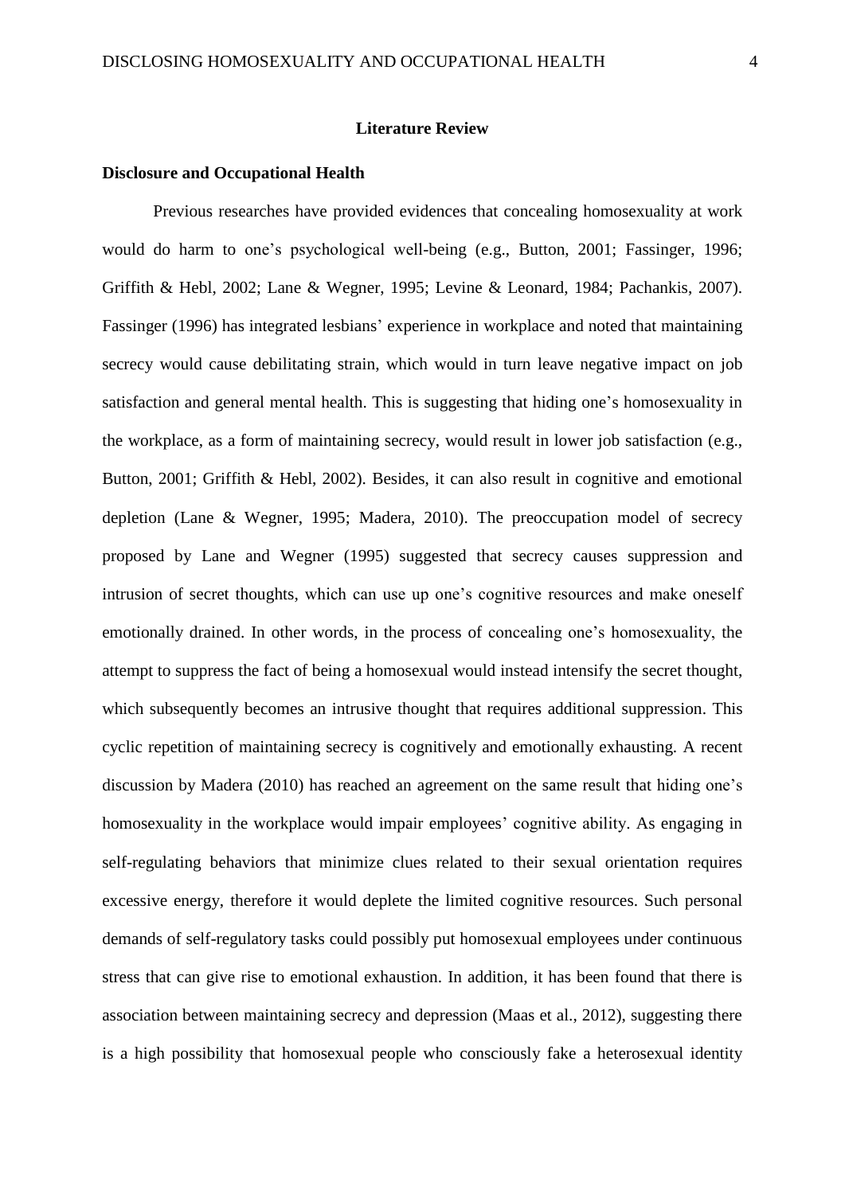## Literature Review

### Disclosure and Occupational Health

Previous researches have provided evidences that concealing homosexuality at work would do harm to one's psychological well-being (e.g., Button, 2001; Fassinger, 1996; Griffith & Hebl, 2002; Lane & Wegner, 1995; Levine & Leonard, 1984; Pachankis, 2007). Fassinger (1996) has integrated lesbians' experience in workplace and noted that maintaining secrecy would cause debilitating strain, which would in turn leave negative impact on job satisfaction and general mental health. This is suggesting that hiding one's homosexuality in the workplace, as a form of maintaining secrecy, would result in lower job satisfaction (e.g., Button, 2001; Griffith & Hebl, 2002). Besides, it can also result in cognitive and emotional depletion (Lane & Wegner, 1995; Madera, 2010). The preoccupation model of secrecy proposed by Lane and Wegner (1995) suggested that secrecy causes suppression and intrusion of secret thoughts, which can use up one's cognitive resources and make oneself emotionally drained. In other words, in the process of concealing one's homosexuality, the attempt to suppress the fact of being a homosexual would instead intensify the secret thought, which subsequently becomes an intrusive thought that requires additional suppression. This cyclic repetition of maintaining secrecy is cognitively and emotionally exhausting. A recent discussion by Madera (2010) has reached an agreement on the same result that hiding one's homosexuality in the workplace would impair employees' cognitive ability. As engaging in self-regulating behaviors that minimize clues related to their sexual orientation requires excessive energy, therefore it would deplete the limited cognitive resources. Such personal demands of self-regulatory tasks could possibly put homosexual employees under continuous stress that can give rise to emotional exhaustion. In addition, it has been found that there is association between maintaining secrecy and depression (Maas et al., 2012), suggesting there is a high possibility that homosexual people who consciously fake a heterosexual identity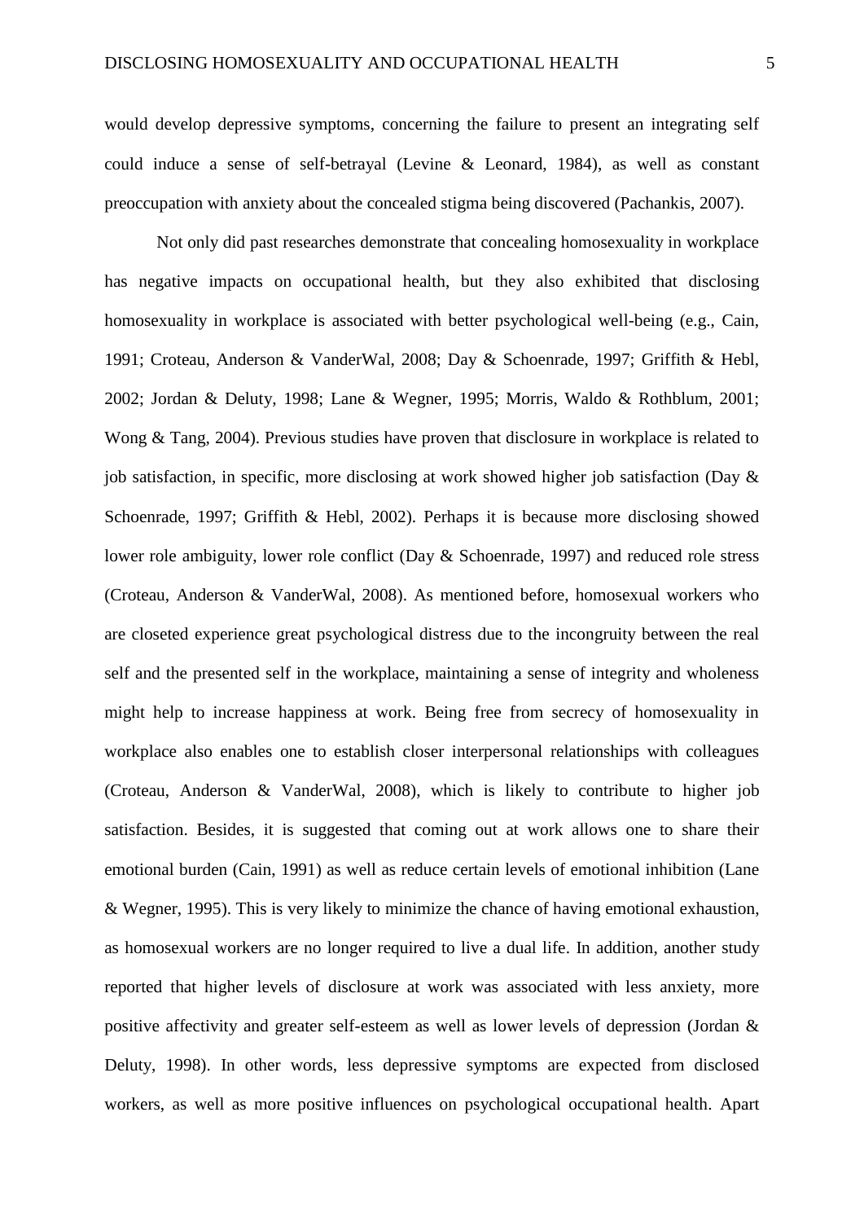would develop depressive symptoms, concerning the failure to present an integrating self could induce a sense of self-betrayal (Levine & Leonard, 1984), as well as constant preoccupation with anxiety about the concealed stigma being discovered (Pachankis, 2007).

Not only did past researches demonstrate that concealing homosexuality in workplace has negative impacts on occupational health, but they also exhibited that disclosing homosexuality in workplace is associated with better psychological well-being (e.g., Cain, 1991; Croteau, Anderson & VanderWal, 2008; Day & Schoenrade, 1997; Griffith & Hebl, 2002; Jordan & Deluty, 1998; Lane & Wegner, 1995; Morris, Waldo & Rothblum, 2001; Wong & Tang, 2004). Previous studies have proven that disclosure in workplace is related to job satisfaction, in specific, more disclosing at work showed higher job satisfaction (Day & Schoenrade, 1997; Griffith & Hebl, 2002). Perhaps it is because more disclosing showed lower role ambiguity, lower role conflict (Day & Schoenrade, 1997) and reduced role stress (Croteau, Anderson & VanderWal, 2008). As mentioned before, homosexual workers who are closeted experience great psychological distress due to the incongruity between the real self and the presented self in the workplace, maintaining a sense of integrity and wholeness might help to increase happiness at work. Being free from secrecy of homosexuality in workplace also enables one to establish closer interpersonal relationships with colleagues (Croteau, Anderson & VanderWal, 2008), which is likely to contribute to higher job satisfaction. Besides, it is suggested that coming out at work allows one to share their emotional burden (Cain, 1991) as well as reduce certain levels of emotional inhibition (Lane & Wegner, 1995). This is very likely to minimize the chance of having emotional exhaustion, as homosexual workers are no longer required to live a dual life. In addition, another study reported that higher levels of disclosure at work was associated with less anxiety, more positive affectivity and greater self-esteem as well as lower levels of depression (Jordan & Deluty, 1998). In other words, less depressive symptoms are expected from disclosed workers, as well as more positive influences on psychological occupational health. Apart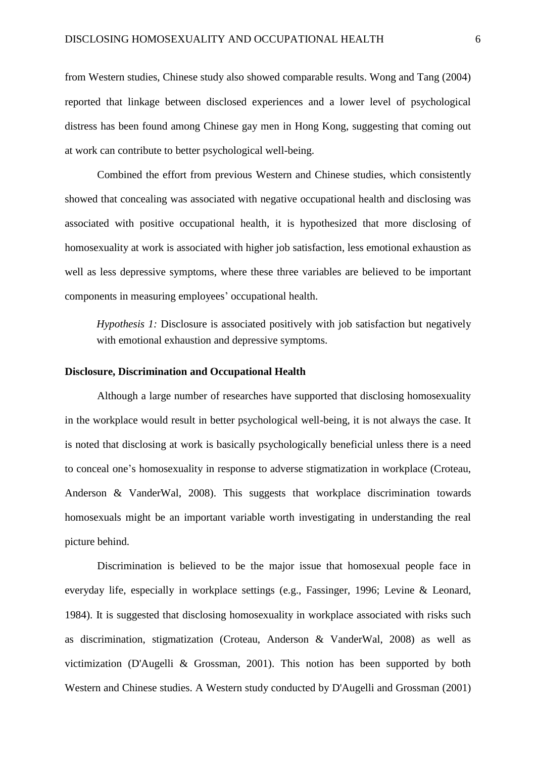from Western studies, Chinese study also showed comparable results. Wong and Tang (2004) reported that linkage between disclosed experiences and a lower level of psychological distress has been found among Chinese gay men in Hong Kong, suggesting that coming out at work can contribute to better psychological well-being.

Combined the effort from previous Western and Chinese studies, which consistently showed that concealing was associated with negative occupational health and disclosing was associated with positive occupational health, it is hypothesized that more disclosing of homosexuality at work is associated with higher job satisfaction, less emotional exhaustion as well as less depressive symptoms, where these three variables are believed to be important components in measuring employees' occupational health.

> *Hypothesis 1:* Disclosure is associated positively with job satisfaction but negatively with emotional exhaustion and depressive symptoms.

**Disclosure, Discrimination and Occupational Health**

Although a large number of researches have supported that disclosing homosexuality in the workplace would result in better psychological well-being, it is not always the case. It is noted that disclosing at work is basically psychologically beneficial unless there is a need to conceal one's homosexuality in response to adverse stigmatization in workplace (Croteau, Anderson & VanderWal, 2008). This suggests that workplace discrimination towards homosexuals might be an important variable worth investigating in understanding the real picture behind.

Discrimination is believed to be the major issue that homosexual people face in everyday life, especially in workplace settings (e.g., Fassinger, 1996; Levine & Leonard, 1984). It is suggested that disclosing homosexuality in workplace associated with risks such as discrimination, stigmatization (Croteau, Anderson & VanderWal, 2008) as well as victimization (D'Augelli & Grossman, 2001). This notion has been supported by both Western and Chinese studies. A Western study conducted by D'Augelli and Grossman (2001)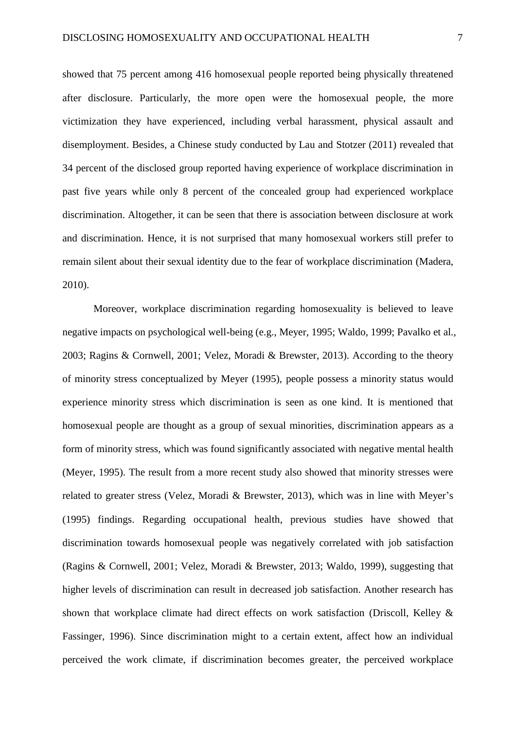showed that 75 percent among 416 homosexual people reported being physically threatened after disclosure. Particularly, the more open were the homosexual people, the more victimization they have experienced, including verbal harassment, physical assault and disemployment. Besides, a Chinese study conducted by Lau and Stotzer (2011) revealed that 34 percent of the disclosed group reported having experience of workplace discrimination in past five years while only 8 percent of the concealed group had experienced workplace discrimination. Altogether, it can be seen that there is association between disclosure at work and discrimination. Hence, it is not surprised that many homosexual workers still prefer to remain silent about their sexual identity due to the fear of workplace discrimination (Madera, 2010).

Moreover, workplace discrimination regarding homosexuality is believed to leave negative impacts on psychological well-being (e.g., Meyer, 1995; Waldo, 1999; Pavalko et al., 2003; Ragins & Cornwell, 2001; Velez, Moradi & Brewster, 2013). According to the theory of minority stress conceptualized by Meyer (1995), people possess a minority status would experience minority stress which discrimination is seen as one kind. It is mentioned that homosexual people are thought as a group of sexual minorities, discrimination appears as a form of minority stress, which was found significantly associated with negative mental health (Meyer, 1995). The result from a more recent study also showed that minority stresses were related to greater stress (Velez, Moradi & Brewster, 2013), which was in line with Meyer's (1995) findings. Regarding occupational health, previous studies have showed that discrimination towards homosexual people was negatively correlated with job satisfaction (Ragins & Cornwell, 2001; Velez, Moradi & Brewster, 2013; Waldo, 1999), suggesting that higher levels of discrimination can result in decreased job satisfaction. Another research has shown that workplace climate had direct effects on work satisfaction (Driscoll, Kelley & Fassinger, 1996). Since discrimination might to a certain extent, affect how an individual perceived the work climate, if discrimination becomes greater, the perceived workplace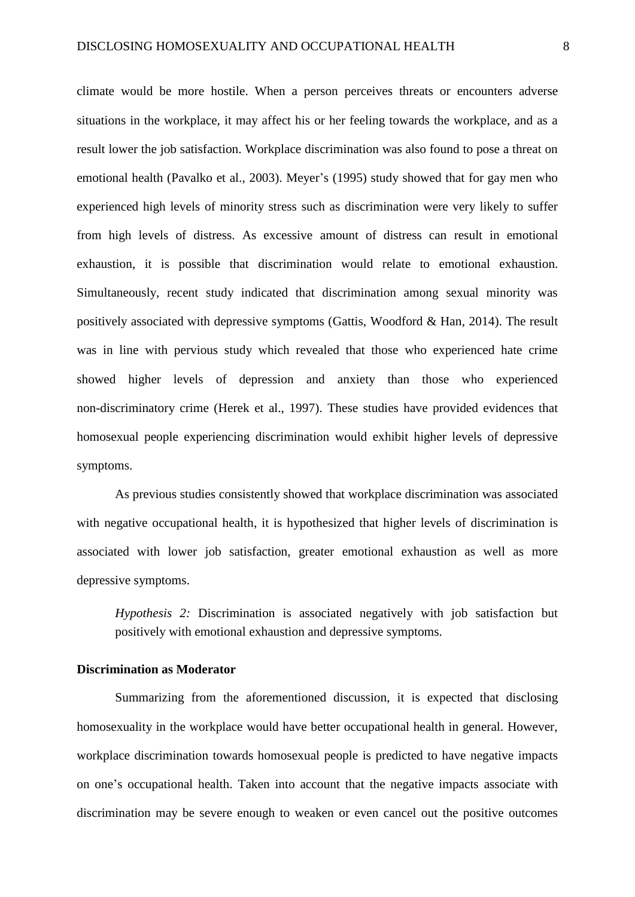climate would be more hostile. When a person perceives threats or encounters adverse situations in the workplace, it may affect his or her feeling towards the workplace, and as a result lower the job satisfaction. Workplace discrimination was also found to pose a threat on emotional health (Pavalko et al., 2003). Meyer's (1995) study showed that for gay men who experienced high levels of minority stress such as discrimination were very likely to suffer from high levels of distress. As excessive amount of distress can result in emotional exhaustion, it is possible that discrimination would relate to emotional exhaustion. Simultaneously, recent study indicated that discrimination among sexual minority was positively associated with depressive symptoms (Gattis, Woodford & Han, 2014). The result was in line with pervious study which revealed that those who experienced hate crime showed higher levels of depression and anxiety than those who experienced non-discriminatory crime (Herek et al., 1997). These studies have provided evidences that homosexual people experiencing discrimination would exhibit higher levels of depressive symptoms.

As previous studies consistently showed that workplace discrimination was associated with negative occupational health, it is hypothesized that higher levels of discrimination is associated with lower job satisfaction, greater emotional exhaustion as well as more depressive symptoms.

> *Hypothesis 2:* Discrimination is associated negatively with job satisfaction but positively with emotional exhaustion and depressive symptoms.

### Discrimination as Moderator

Summarizing from the aforementioned discussion, it is expected that disclosing homosexuality in the workplace would have better occupational health in general. However, workplace discrimination towards homosexual people is predicted to have negative impacts on one's occupational health. Taken into account that the negative impacts associate with discrimination may be severe enough to weaken or even cancel out the positive outcomes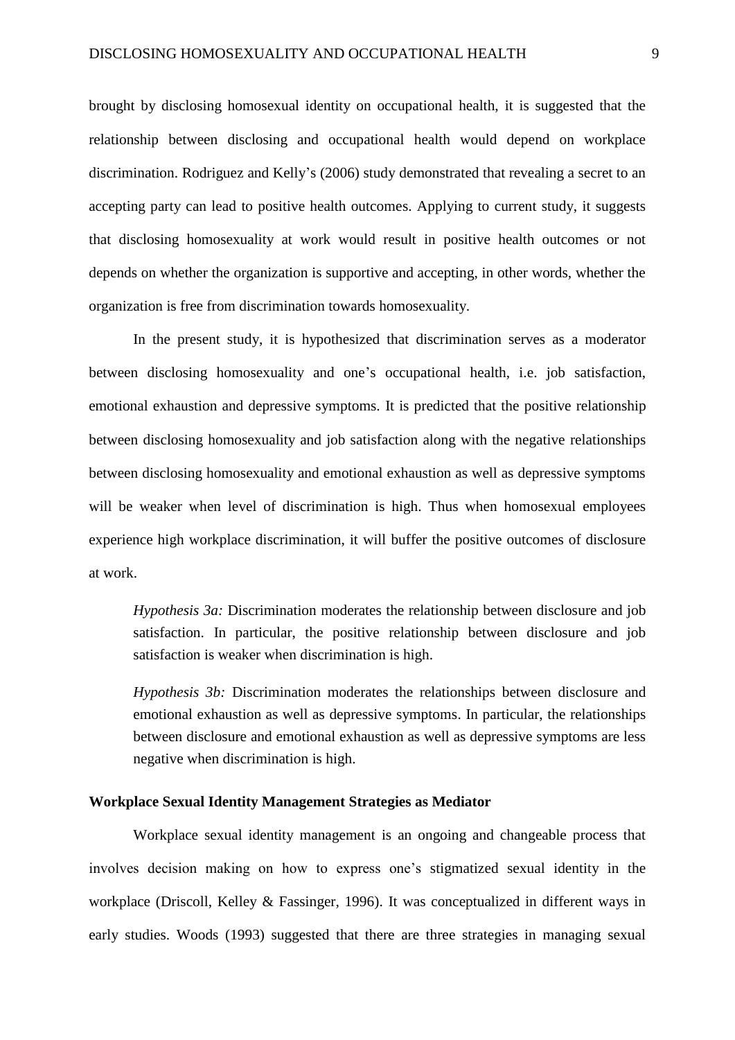brought by disclosing homosexual identity on occupational health, it is suggested that the relationship between disclosing and occupational health would depend on workplace discrimination. Rodriguez and Kelly's (2006) study demonstrated that revealing a secret to an accepting party can lead to positive health outcomes. Applying to current study, it suggests that disclosing homosexuality at work would result in positive health outcomes or not depends on whether the organization is supportive and accepting, in other words, whether the organization is free from discrimination towards homosexuality.

In the present study, it is hypothesized that discrimination serves as a moderator between disclosing homosexuality and one's occupational health, i.e. job satisfaction, emotional exhaustion and depressive symptoms. It is predicted that the positive relationship between disclosing homosexuality and job satisfaction along with the negative relationships between disclosing homosexuality and emotional exhaustion as well as depressive symptoms will be weaker when level of discrimination is high. Thus when homosexual employees experience high workplace discrimination, it will buffer the positive outcomes of disclosure at work.

> *Hypothesis 3a:* Discrimination moderates the relationship between disclosure and job satisfaction. In particular, the positive relationship between disclosure and job satisfaction is weaker when discrimination is high.

> *Hypothesis 3b:* Discrimination moderates the relationships between disclosure and emotional exhaustion as well as depressive symptoms. In particular, the relationships between disclosure and emotional exhaustion as well as depressive symptoms are less negative when discrimination is high.

**Workplace Sexual Identity Management Strategies as Mediator**

Workplace sexual identity management is an ongoing and changeable process that involves decision making on how to express one's stigmatized sexual identity in the workplace (Driscoll, Kelley & Fassinger, 1996). It was conceptualized in different ways in early studies. Woods (1993) suggested that there are three strategies in managing sexual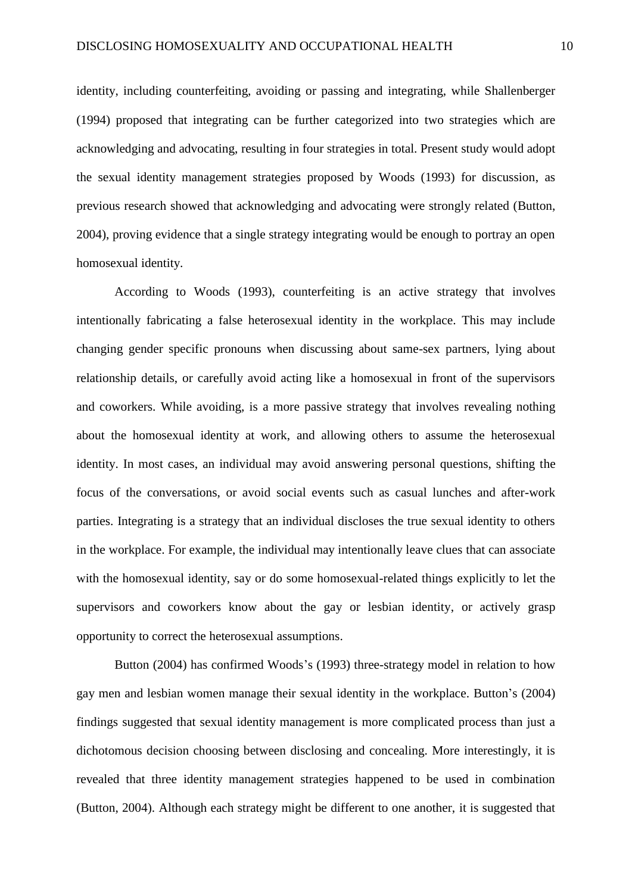identity, including counterfeiting, avoiding or passing and integrating, while Shallenberger (1994) proposed that integrating can be further categorized into two strategies which are acknowledging and advocating, resulting in four strategies in total. Present study would adopt the sexual identity management strategies proposed by Woods (1993) for discussion, as previous research showed that acknowledging and advocating were strongly related (Button, 2004), proving evidence that a single strategy integrating would be enough to portray an open homosexual identity.

According to Woods (1993), counterfeiting is an active strategy that involves intentionally fabricating a false heterosexual identity in the workplace. This may include changing gender specific pronouns when discussing about same-sex partners, lying about relationship details, or carefully avoid acting like a homosexual in front of the supervisors and coworkers. While avoiding, is a more passive strategy that involves revealing nothing about the homosexual identity at work, and allowing others to assume the heterosexual identity. In most cases, an individual may avoid answering personal questions, shifting the focus of the conversations, or avoid social events such as casual lunches and after-work parties. Integrating is a strategy that an individual discloses the true sexual identity to others in the workplace. For example, the individual may intentionally leave clues that can associate with the homosexual identity, say or do some homosexual-related things explicitly to let the supervisors and coworkers know about the gay or lesbian identity, or actively grasp opportunity to correct the heterosexual assumptions.

Button (2004) has confirmed Woods's (1993) three-strategy model in relation to how gay men and lesbian women manage their sexual identity in the workplace. Button's (2004) findings suggested that sexual identity management is more complicated process than just a dichotomous decision choosing between disclosing and concealing. More interestingly, it is revealed that three identity management strategies happened to be used in combination (Button, 2004). Although each strategy might be different to one another, it is suggested that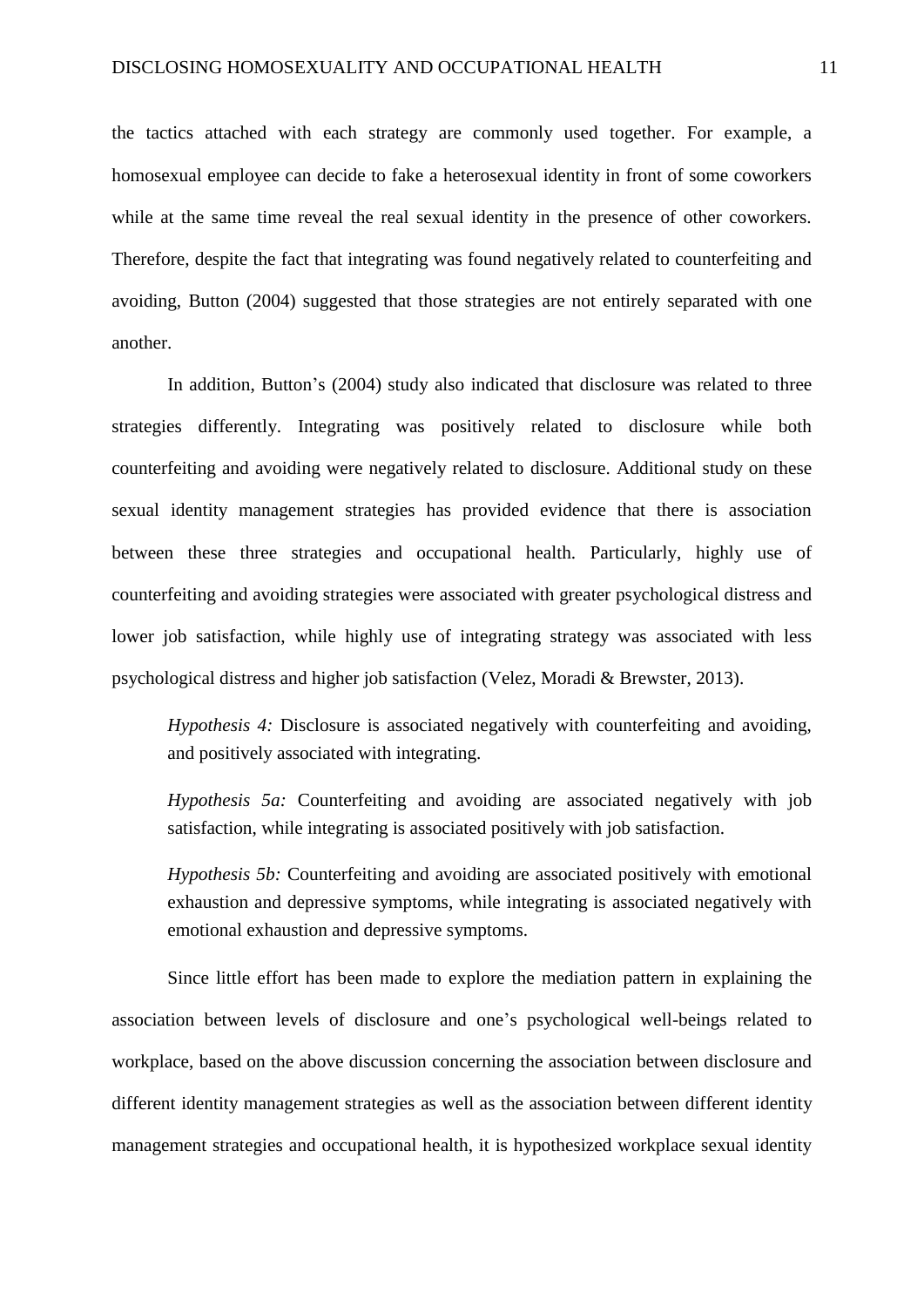the tactics attached with each strategy are commonly used together. For example, a homosexual employee can decide to fake a heterosexual identity in front of some coworkers while at the same time reveal the real sexual identity in the presence of other coworkers. Therefore, despite the fact that integrating was found negatively related to counterfeiting and avoiding, Button (2004) suggested that those strategies are not entirely separated with one another.

In addition, Button's (2004) study also indicated that disclosure was related to three strategies differently. Integrating was positively related to disclosure while both counterfeiting and avoiding were negatively related to disclosure. Additional study on these sexual identity management strategies has provided evidence that there is association between these three strategies and occupational health. Particularly, highly use of counterfeiting and avoiding strategies were associated with greater psychological distress and lower job satisfaction, while highly use of integrating strategy was associated with less psychological distress and higher job satisfaction (Velez, Moradi & Brewster, 2013).

> *Hypothesis 4:* Disclosure is associated negatively with counterfeiting and avoiding, and positively associated with integrating.
>
> *Hypothesis 5a:* Counterfeiting and avoiding are associated negatively with job satisfaction, while integrating is associated positively with job satisfaction.
>
> *Hypothesis 5b:* Counterfeiting and avoiding are associated positively with emotional exhaustion and depressive symptoms, while integrating is associated negatively with emotional exhaustion and depressive symptoms.

Since little effort has been made to explore the mediation pattern in explaining the association between levels of disclosure and one's psychological well-beings related to workplace, based on the above discussion concerning the association between disclosure and different identity management strategies as well as the association between different identity management strategies and occupational health, it is hypothesized workplace sexual identity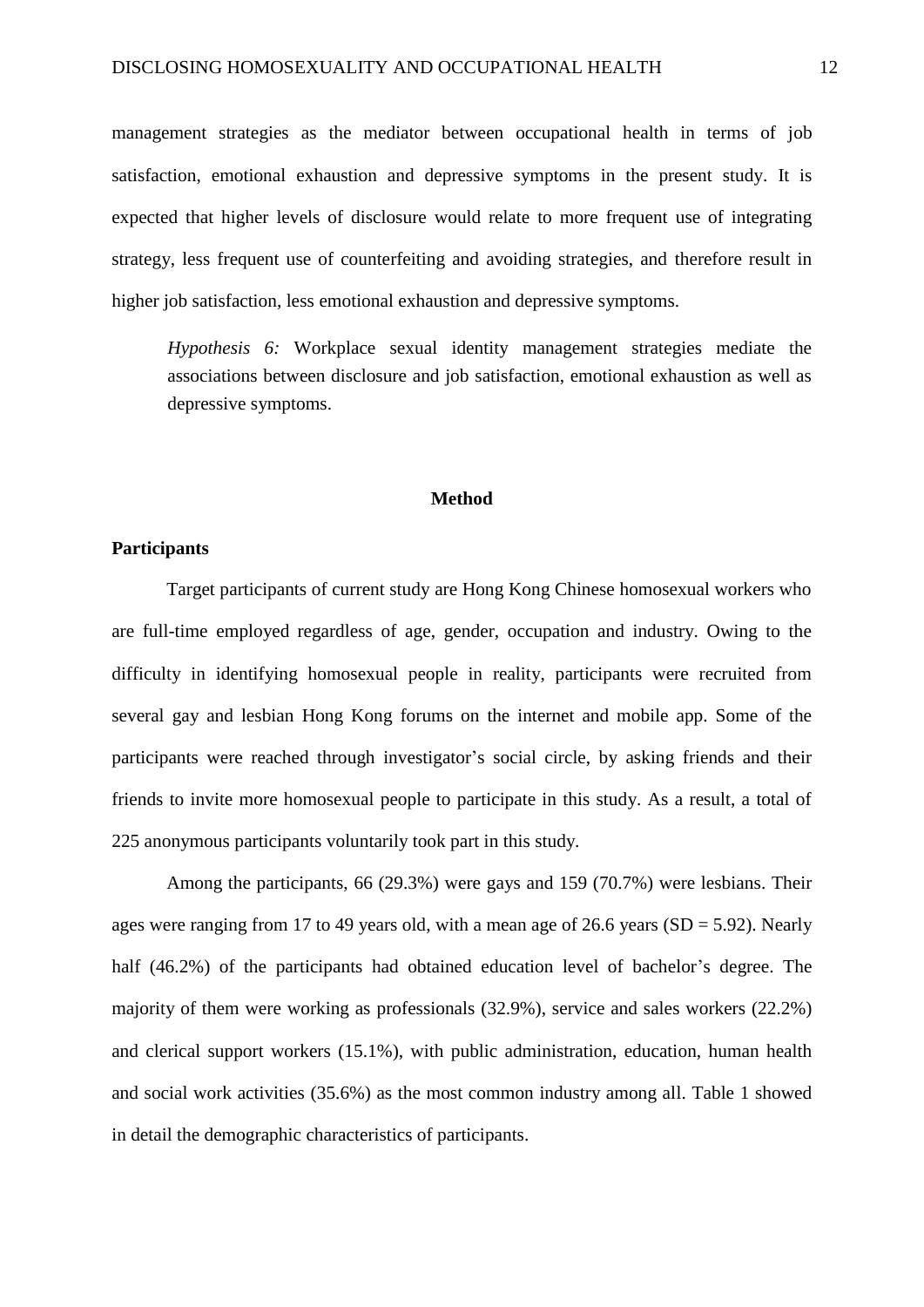management strategies as the mediator between occupational health in terms of job satisfaction, emotional exhaustion and depressive symptoms in the present study. It is expected that higher levels of disclosure would relate to more frequent use of integrating strategy, less frequent use of counterfeiting and avoiding strategies, and therefore result in higher job satisfaction, less emotional exhaustion and depressive symptoms.

> *Hypothesis 6:* Workplace sexual identity management strategies mediate the associations between disclosure and job satisfaction, emotional exhaustion as well as depressive symptoms.

## Method

### Participants

Target participants of current study are Hong Kong Chinese homosexual workers who are full-time employed regardless of age, gender, occupation and industry. Owing to the difficulty in identifying homosexual people in reality, participants were recruited from several gay and lesbian Hong Kong forums on the internet and mobile app. Some of the participants were reached through investigator's social circle, by asking friends and their friends to invite more homosexual people to participate in this study. As a result, a total of 225 anonymous participants voluntarily took part in this study.

Among the participants, 66 (29.3%) were gays and 159 (70.7%) were lesbians. Their ages were ranging from 17 to 49 years old, with a mean age of 26.6 years (SD = 5.92). Nearly half (46.2%) of the participants had obtained education level of bachelor's degree. The majority of them were working as professionals (32.9%), service and sales workers (22.2%) and clerical support workers (15.1%), with public administration, education, human health and social work activities (35.6%) as the most common industry among all. Table 1 showed in detail the demographic characteristics of participants.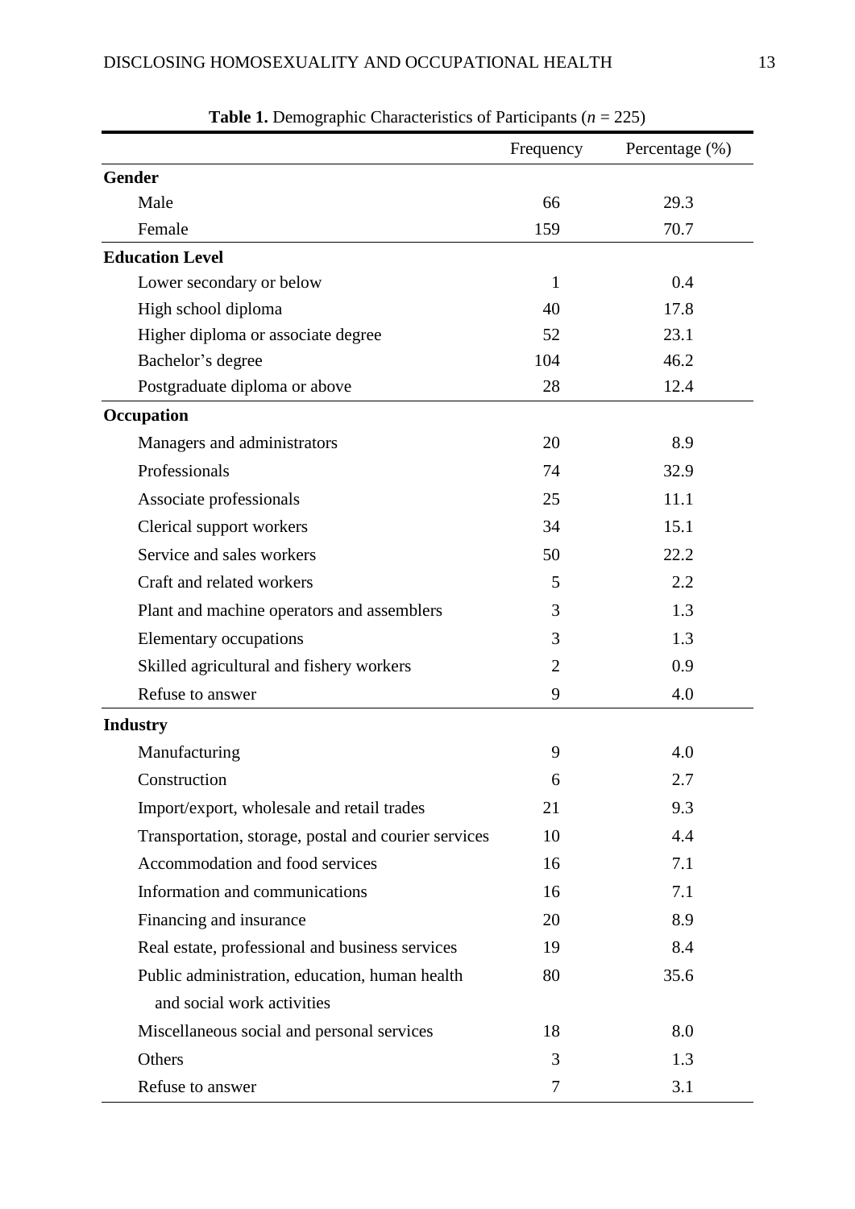**Table 1.** Demographic Characteristics of Participants ($n$ = 225)

| | Frequency | Percentage (%) |
|---|---|---|
| **Gender** | | |
| Male | 66 | 29.3 |
| Female | 159 | 70.7 |
| **Education Level** | | |
| Lower secondary or below | 1 | 0.4 |
| High school diploma | 40 | 17.8 |
| Higher diploma or associate degree | 52 | 23.1 |
| Bachelor's degree | 104 | 46.2 |
| Postgraduate diploma or above | 28 | 12.4 |
| **Occupation** | | |
| Managers and administrators | 20 | 8.9 |
| Professionals | 74 | 32.9 |
| Associate professionals | 25 | 11.1 |
| Clerical support workers | 34 | 15.1 |
| Service and sales workers | 50 | 22.2 |
| Craft and related workers | 5 | 2.2 |
| Plant and machine operators and assemblers | 3 | 1.3 |
| Elementary occupations | 3 | 1.3 |
| Skilled agricultural and fishery workers | 2 | 0.9 |
| Refuse to answer | 9 | 4.0 |
| **Industry** | | |
| Manufacturing | 9 | 4.0 |
| Construction | 6 | 2.7 |
| Import/export, wholesale and retail trades | 21 | 9.3 |
| Transportation, storage, postal and courier services | 10 | 4.4 |
| Accommodation and food services | 16 | 7.1 |
| Information and communications | 16 | 7.1 |
| Financing and insurance | 20 | 8.9 |
| Real estate, professional and business services | 19 | 8.4 |
| Public administration, education, human health and social work activities | 80 | 35.6 |
| Miscellaneous social and personal services | 18 | 8.0 |
| Others | 3 | 1.3 |
| Refuse to answer | 7 | 3.1 |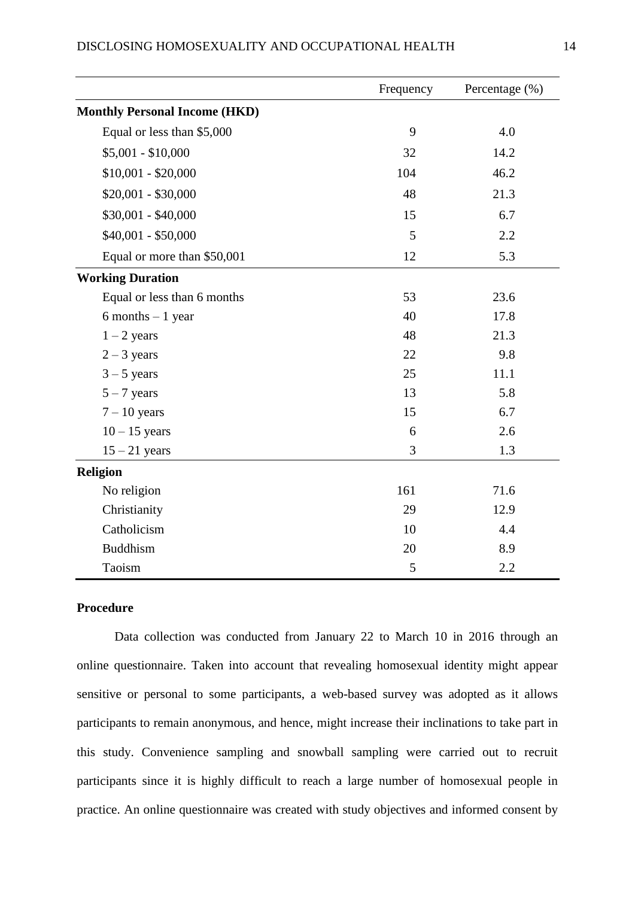| | Frequency | Percentage (%) |
|---|---|---|
| **Monthly Personal Income (HKD)** | | |
| Equal or less than $5,000 | 9 | 4.0 |
| $5,001 - $10,000 | 32 | 14.2 |
| $10,001 - $20,000 | 104 | 46.2 |
| $20,001 - $30,000 | 48 | 21.3 |
| $30,001 - $40,000 | 15 | 6.7 |
| $40,001 - $50,000 | 5 | 2.2 |
| Equal or more than $50,001 | 12 | 5.3 |
| **Working Duration** | | |
| Equal or less than 6 months | 53 | 23.6 |
| 6 months – 1 year | 40 | 17.8 |
| 1 – 2 years | 48 | 21.3 |
| 2 – 3 years | 22 | 9.8 |
| 3 – 5 years | 25 | 11.1 |
| 5 – 7 years | 13 | 5.8 |
| 7 – 10 years | 15 | 6.7 |
| 10 – 15 years | 6 | 2.6 |
| 15 – 21 years | 3 | 1.3 |
| **Religion** | | |
| No religion | 161 | 71.6 |
| Christianity | 29 | 12.9 |
| Catholicism | 10 | 4.4 |
| Buddhism | 20 | 8.9 |
| Taoism | 5 | 2.2 |

### Procedure

Data collection was conducted from January 22 to March 10 in 2016 through an online questionnaire. Taken into account that revealing homosexual identity might appear sensitive or personal to some participants, a web-based survey was adopted as it allows participants to remain anonymous, and hence, might increase their inclinations to take part in this study. Convenience sampling and snowball sampling were carried out to recruit participants since it is highly difficult to reach a large number of homosexual people in practice. An online questionnaire was created with study objectives and informed consent by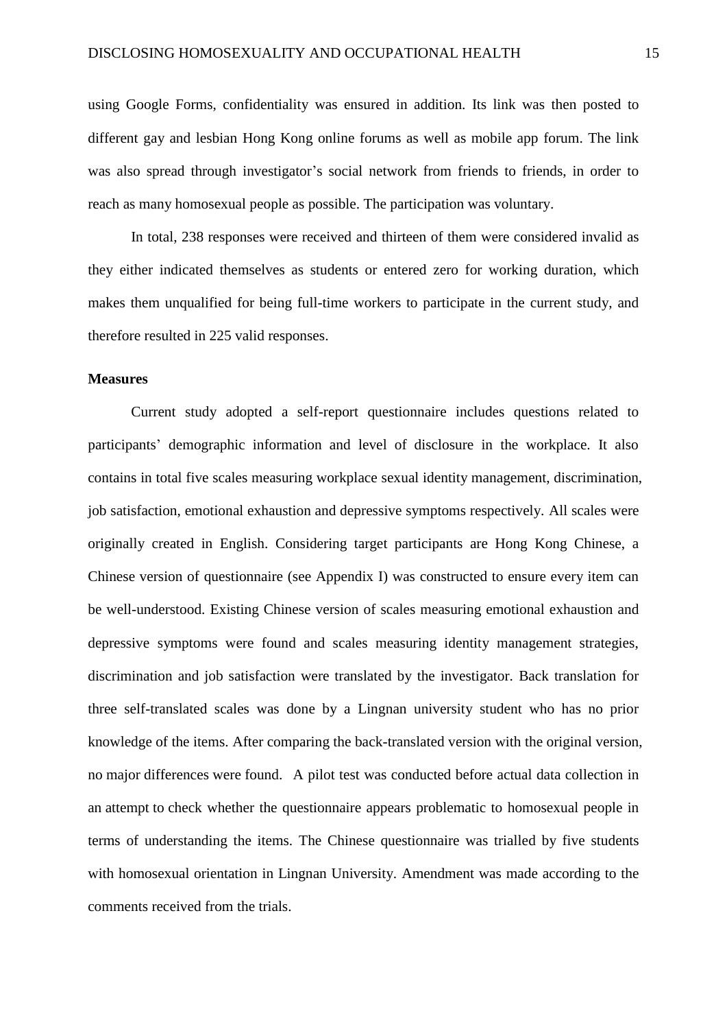using Google Forms, confidentiality was ensured in addition. Its link was then posted to different gay and lesbian Hong Kong online forums as well as mobile app forum. The link was also spread through investigator's social network from friends to friends, in order to reach as many homosexual people as possible. The participation was voluntary.

In total, 238 responses were received and thirteen of them were considered invalid as they either indicated themselves as students or entered zero for working duration, which makes them unqualified for being full-time workers to participate in the current study, and therefore resulted in 225 valid responses.

**Measures**

Current study adopted a self-report questionnaire includes questions related to participants' demographic information and level of disclosure in the workplace. It also contains in total five scales measuring workplace sexual identity management, discrimination, job satisfaction, emotional exhaustion and depressive symptoms respectively. All scales were originally created in English. Considering target participants are Hong Kong Chinese, a Chinese version of questionnaire (see Appendix I) was constructed to ensure every item can be well-understood. Existing Chinese version of scales measuring emotional exhaustion and depressive symptoms were found and scales measuring identity management strategies, discrimination and job satisfaction were translated by the investigator. Back translation for three self-translated scales was done by a Lingnan university student who has no prior knowledge of the items. After comparing the back-translated version with the original version, no major differences were found. A pilot test was conducted before actual data collection in an attempt to check whether the questionnaire appears problematic to homosexual people in terms of understanding the items. The Chinese questionnaire was trialled by five students with homosexual orientation in Lingnan University. Amendment was made according to the comments received from the trials.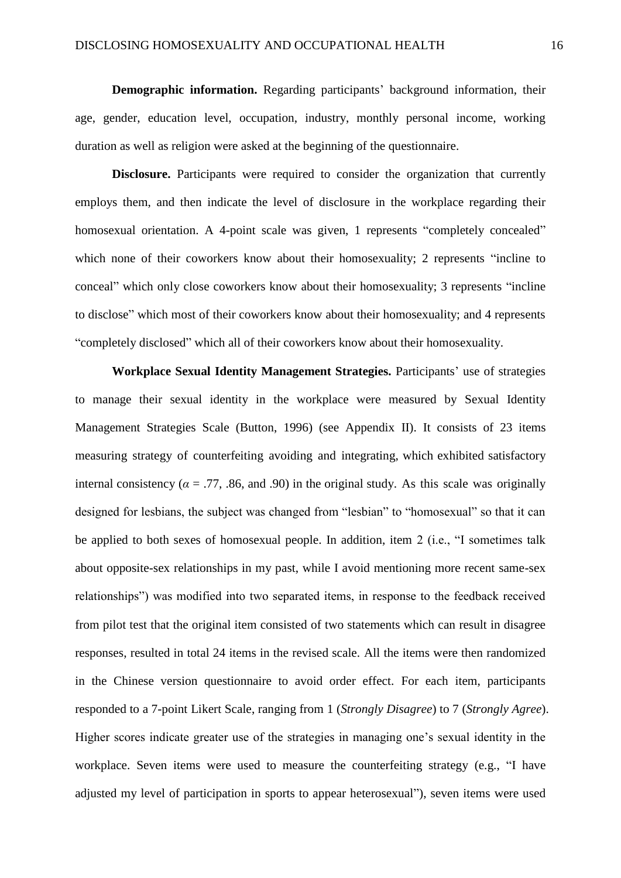**Demographic information.** Regarding participants' background information, their age, gender, education level, occupation, industry, monthly personal income, working duration as well as religion were asked at the beginning of the questionnaire.

**Disclosure.** Participants were required to consider the organization that currently employs them, and then indicate the level of disclosure in the workplace regarding their homosexual orientation. A 4-point scale was given, 1 represents "completely concealed" which none of their coworkers know about their homosexuality; 2 represents "incline to conceal" which only close coworkers know about their homosexuality; 3 represents "incline to disclose" which most of their coworkers know about their homosexuality; and 4 represents "completely disclosed" which all of their coworkers know about their homosexuality.

**Workplace Sexual Identity Management Strategies.** Participants' use of strategies to manage their sexual identity in the workplace were measured by Sexual Identity Management Strategies Scale (Button, 1996) (see Appendix II). It consists of 23 items measuring strategy of counterfeiting avoiding and integrating, which exhibited satisfactory internal consistency ($\alpha$ = .77, .86, and .90) in the original study. As this scale was originally designed for lesbians, the subject was changed from "lesbian" to "homosexual" so that it can be applied to both sexes of homosexual people. In addition, item 2 (i.e., "I sometimes talk about opposite-sex relationships in my past, while I avoid mentioning more recent same-sex relationships") was modified into two separated items, in response to the feedback received from pilot test that the original item consisted of two statements which can result in disagree responses, resulted in total 24 items in the revised scale. All the items were then randomized in the Chinese version questionnaire to avoid order effect. For each item, participants responded to a 7-point Likert Scale, ranging from 1 (*Strongly Disagree*) to 7 (*Strongly Agree*). Higher scores indicate greater use of the strategies in managing one's sexual identity in the workplace. Seven items were used to measure the counterfeiting strategy (e.g., "I have adjusted my level of participation in sports to appear heterosexual"), seven items were used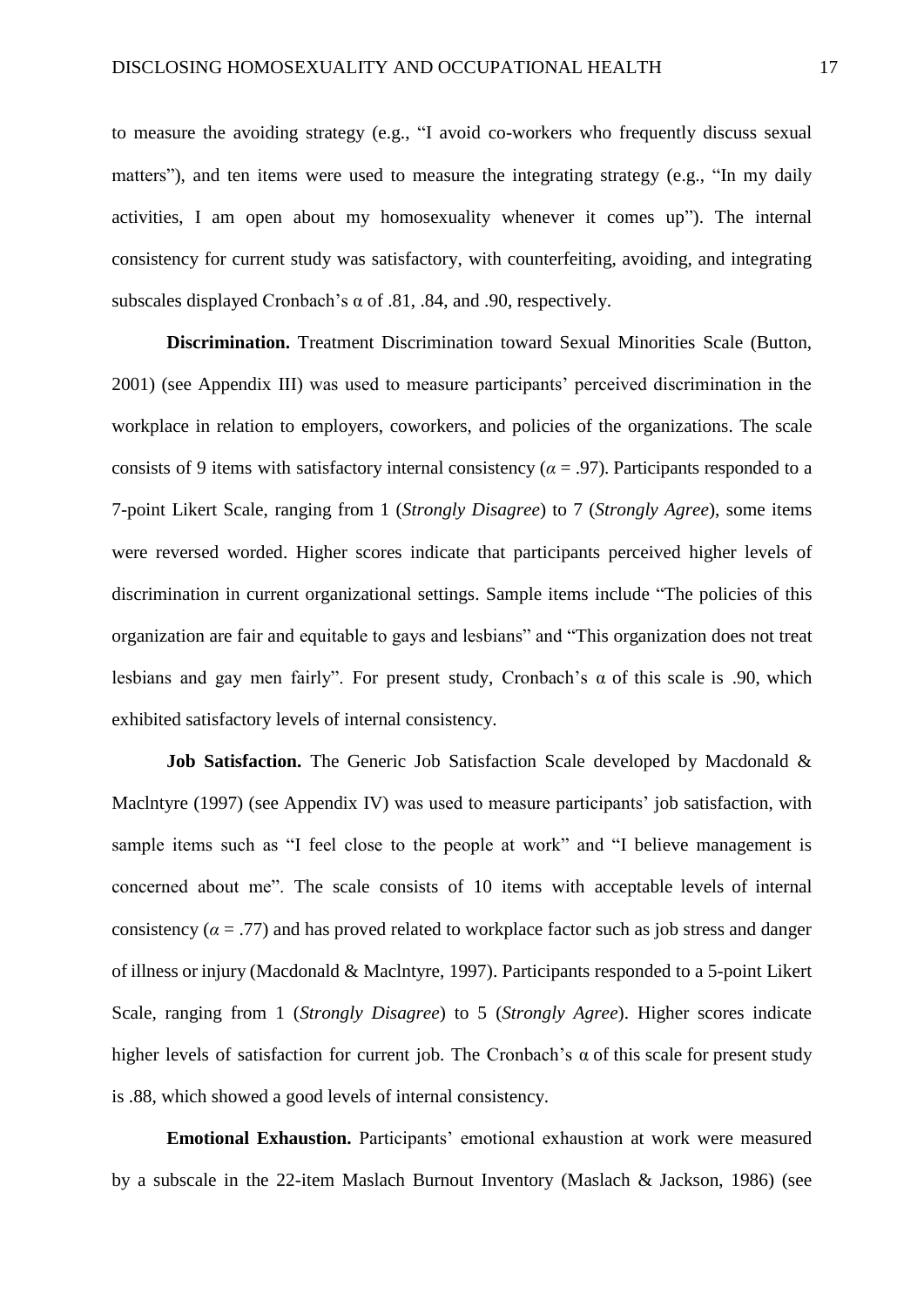to measure the avoiding strategy (e.g., "I avoid co-workers who frequently discuss sexual matters"), and ten items were used to measure the integrating strategy (e.g., "In my daily activities, I am open about my homosexuality whenever it comes up"). The internal consistency for current study was satisfactory, with counterfeiting, avoiding, and integrating subscales displayed Cronbach's α of .81, .84, and .90, respectively.

**Discrimination.** Treatment Discrimination toward Sexual Minorities Scale (Button, 2001) (see Appendix III) was used to measure participants' perceived discrimination in the workplace in relation to employers, coworkers, and policies of the organizations. The scale consists of 9 items with satisfactory internal consistency ($\alpha$ = .97). Participants responded to a 7-point Likert Scale, ranging from 1 (*Strongly Disagree*) to 7 (*Strongly Agree*), some items were reversed worded. Higher scores indicate that participants perceived higher levels of discrimination in current organizational settings. Sample items include "The policies of this organization are fair and equitable to gays and lesbians" and "This organization does not treat lesbians and gay men fairly". For present study, Cronbach's α of this scale is .90, which exhibited satisfactory levels of internal consistency.

**Job Satisfaction.** The Generic Job Satisfaction Scale developed by Macdonald & Maclntyre (1997) (see Appendix IV) was used to measure participants' job satisfaction, with sample items such as "I feel close to the people at work" and "I believe management is concerned about me". The scale consists of 10 items with acceptable levels of internal consistency ($\alpha$ = .77) and has proved related to workplace factor such as job stress and danger of illness or injury (Macdonald & Maclntyre, 1997). Participants responded to a 5-point Likert Scale, ranging from 1 (*Strongly Disagree*) to 5 (*Strongly Agree*). Higher scores indicate higher levels of satisfaction for current job. The Cronbach's α of this scale for present study is .88, which showed a good levels of internal consistency.

**Emotional Exhaustion.** Participants' emotional exhaustion at work were measured by a subscale in the 22-item Maslach Burnout Inventory (Maslach & Jackson, 1986) (see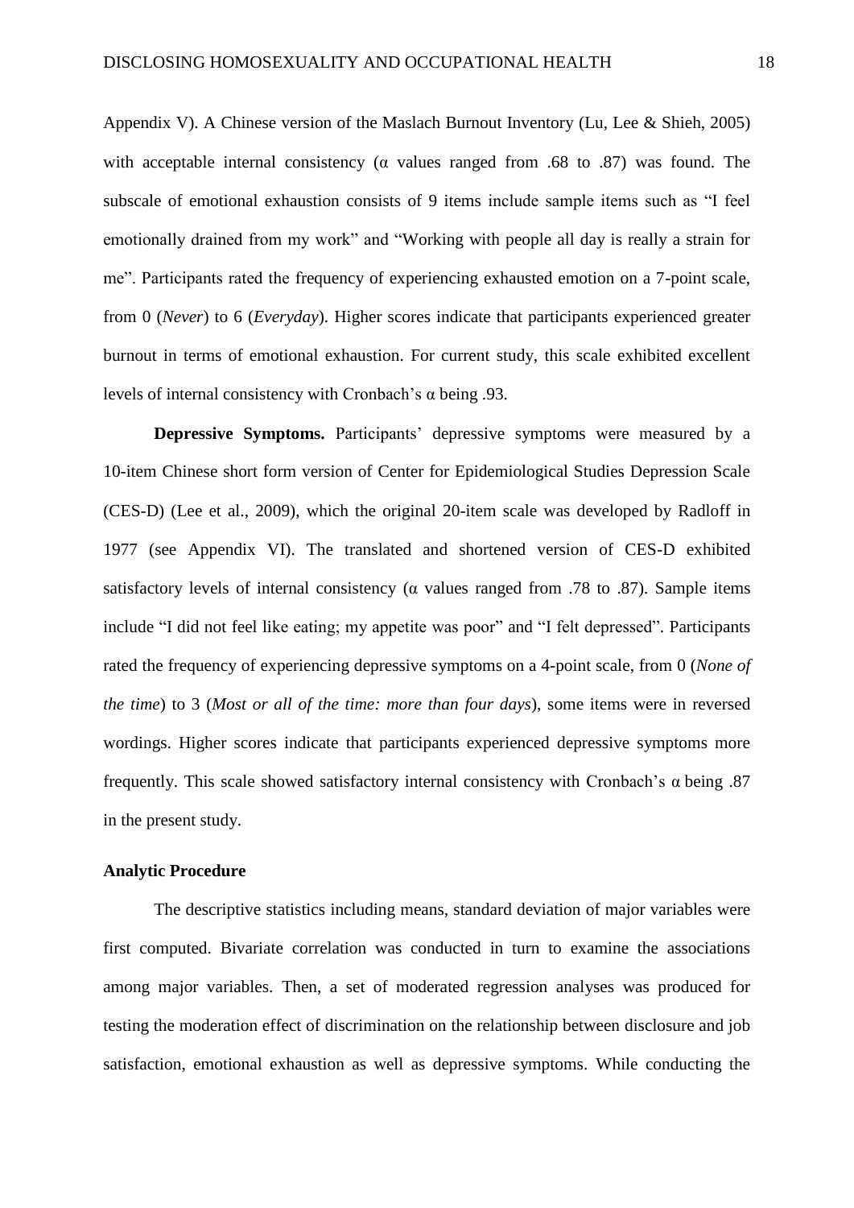Appendix V). A Chinese version of the Maslach Burnout Inventory (Lu, Lee & Shieh, 2005) with acceptable internal consistency (α values ranged from .68 to .87) was found. The subscale of emotional exhaustion consists of 9 items include sample items such as "I feel emotionally drained from my work" and "Working with people all day is really a strain for me". Participants rated the frequency of experiencing exhausted emotion on a 7-point scale, from 0 (*Never*) to 6 (*Everyday*). Higher scores indicate that participants experienced greater burnout in terms of emotional exhaustion. For current study, this scale exhibited excellent levels of internal consistency with Cronbach's α being .93.

**Depressive Symptoms.** Participants' depressive symptoms were measured by a 10-item Chinese short form version of Center for Epidemiological Studies Depression Scale (CES-D) (Lee et al., 2009), which the original 20-item scale was developed by Radloff in 1977 (see Appendix VI). The translated and shortened version of CES-D exhibited satisfactory levels of internal consistency (α values ranged from .78 to .87). Sample items include "I did not feel like eating; my appetite was poor" and "I felt depressed". Participants rated the frequency of experiencing depressive symptoms on a 4-point scale, from 0 (*None of the time*) to 3 (*Most or all of the time: more than four days*), some items were in reversed wordings. Higher scores indicate that participants experienced depressive symptoms more frequently. This scale showed satisfactory internal consistency with Cronbach's α being .87 in the present study.

### Analytic Procedure

The descriptive statistics including means, standard deviation of major variables were first computed. Bivariate correlation was conducted in turn to examine the associations among major variables. Then, a set of moderated regression analyses was produced for testing the moderation effect of discrimination on the relationship between disclosure and job satisfaction, emotional exhaustion as well as depressive symptoms. While conducting the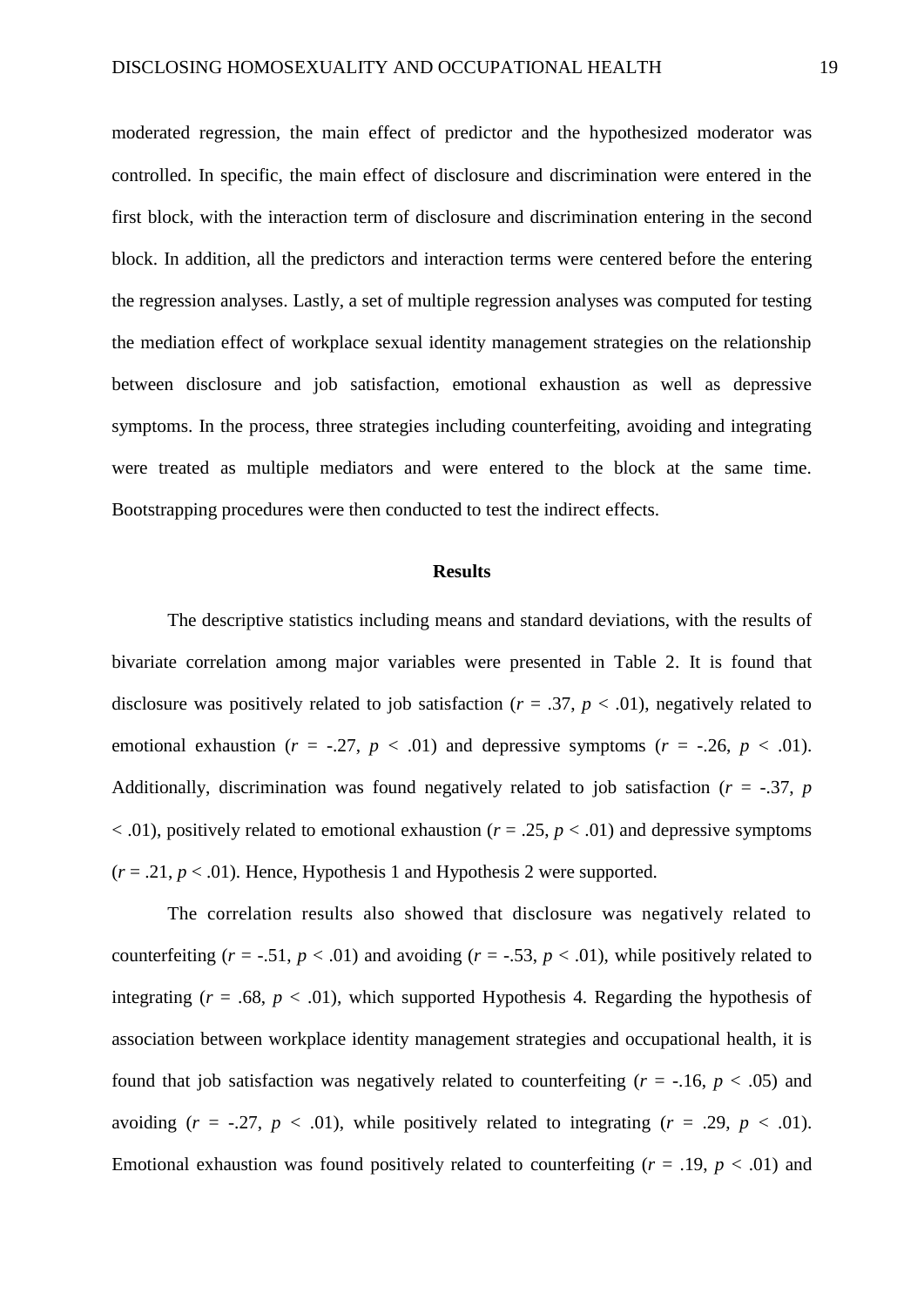moderated regression, the main effect of predictor and the hypothesized moderator was controlled. In specific, the main effect of disclosure and discrimination were entered in the first block, with the interaction term of disclosure and discrimination entering in the second block. In addition, all the predictors and interaction terms were centered before the entering the regression analyses. Lastly, a set of multiple regression analyses was computed for testing the mediation effect of workplace sexual identity management strategies on the relationship between disclosure and job satisfaction, emotional exhaustion as well as depressive symptoms. In the process, three strategies including counterfeiting, avoiding and integrating were treated as multiple mediators and were entered to the block at the same time. Bootstrapping procedures were then conducted to test the indirect effects.

## Results

The descriptive statistics including means and standard deviations, with the results of bivariate correlation among major variables were presented in Table 2. It is found that disclosure was positively related to job satisfaction ($r$ = .37, $p$ < .01), negatively related to emotional exhaustion ($r$ = -.27, $p$ < .01) and depressive symptoms ($r$ = -.26, $p$ < .01). Additionally, discrimination was found negatively related to job satisfaction ($r$ = -.37, $p$ < .01), positively related to emotional exhaustion ($r$ = .25, $p$ < .01) and depressive symptoms ($r$ = .21, $p$ < .01). Hence, Hypothesis 1 and Hypothesis 2 were supported.

The correlation results also showed that disclosure was negatively related to counterfeiting ($r$ = -.51, $p$ < .01) and avoiding ($r$ = -.53, $p$ < .01), while positively related to integrating ($r$ = .68, $p$ < .01), which supported Hypothesis 4. Regarding the hypothesis of association between workplace identity management strategies and occupational health, it is found that job satisfaction was negatively related to counterfeiting ($r$ = -.16, $p$ < .05) and avoiding ($r$ = -.27, $p$ < .01), while positively related to integrating ($r$ = .29, $p$ < .01). Emotional exhaustion was found positively related to counterfeiting ($r$ = .19, $p$ < .01) and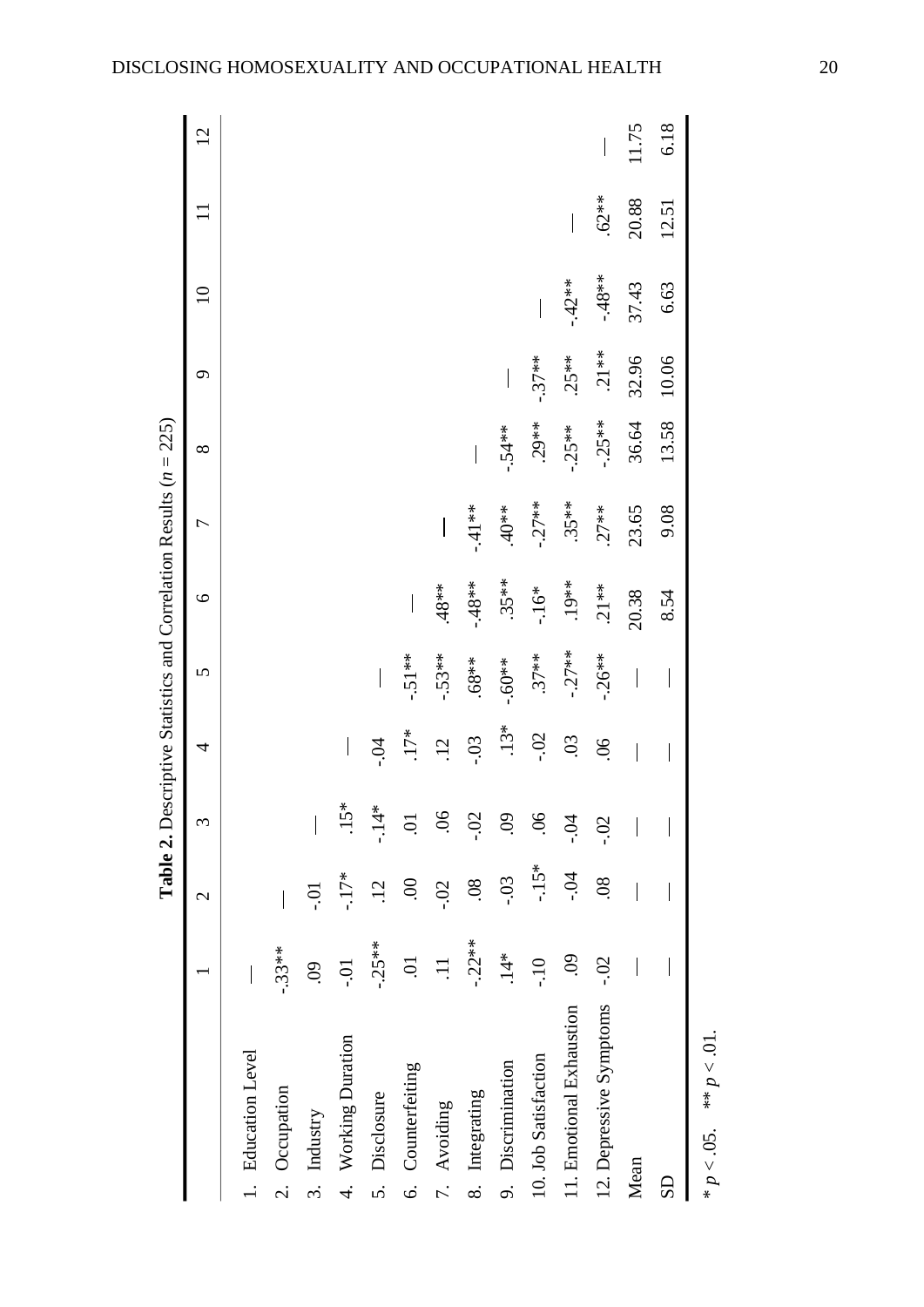**Table 2.** Descriptive Statistics and Correlation Results ($n = 225$)

| | 1 | 2 | 3 | 4 | 5 | 6 | 7 | 8 | 9 | 10 | 11 | 12 |
|---|---|---|---|---|---|---|---|---|---|---|---|---|
| 1. Education Level | — | | | | | | | | | | | |
| 2. Occupation | -.33** | — | | | | | | | | | | |
| 3. Industry | .09 | -.01 | — | | | | | | | | | |
| 4. Working Duration | -.01 | -.17* | .15* | — | | | | | | | | |
| 5. Disclosure | -.25** | .12 | -.14* | -.04 | — | | | | | | | |
| 6. Counterfeiting | .01 | .00 | .01 | .17* | -.51** | — | | | | | | |
| 7. Avoiding | .11 | -.02 | .06 | .12 | -.53** | .48** | — | | | | | |
| 8. Integrating | -.22** | .08 | -.02 | -.03 | .68** | -.48** | -.41** | — | | | | |
| 9. Discrimination | .14* | -.03 | .09 | .13* | -.60** | .35** | .40** | -.54** | — | | | |
| 10. Job Satisfaction | -.10 | -.15* | .06 | -.02 | .37** | -.16* | -.27** | .29** | -.37** | — | | |
| 11. Emotional Exhaustion | .09 | -.04 | -.04 | .03 | -.27** | .19** | .35** | -.25** | .25** | -.42** | — | |
| 12. Depressive Symptoms | -.02 | .08 | -.02 | .06 | -.26** | .21** | .27** | -.25** | .21** | -.48** | .62** | — |
| Mean | — | — | — | — | — | 20.38 | 23.65 | 36.64 | 32.96 | 37.43 | 20.88 | 11.75 |
| SD | — | — | — | — | — | 8.54 | 9.08 | 13.58 | 10.06 | 6.63 | 12.51 | 6.18 |

* $p < .05$. ** $p < .01$.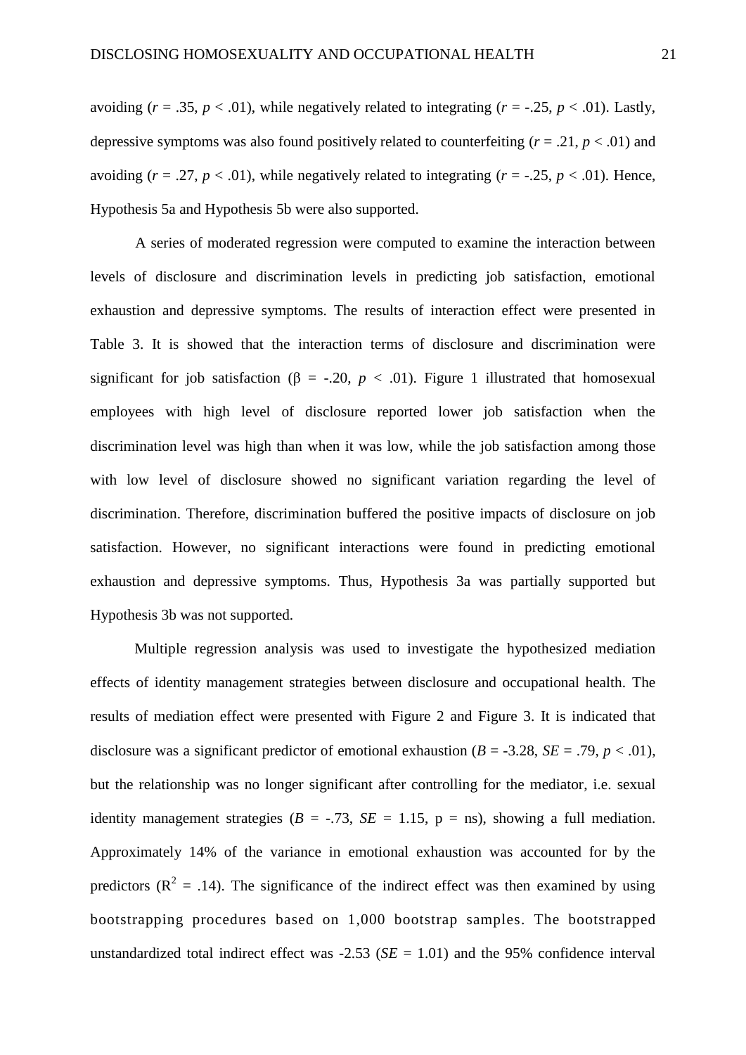avoiding ($r$ = .35, $p$ < .01), while negatively related to integrating ($r$ = -.25, $p$ < .01). Lastly, depressive symptoms was also found positively related to counterfeiting ($r$ = .21, $p$ < .01) and avoiding ($r$ = .27, $p$ < .01), while negatively related to integrating ($r$ = -.25, $p$ < .01). Hence, Hypothesis 5a and Hypothesis 5b were also supported.

A series of moderated regression were computed to examine the interaction between levels of disclosure and discrimination levels in predicting job satisfaction, emotional exhaustion and depressive symptoms. The results of interaction effect were presented in Table 3. It is showed that the interaction terms of disclosure and discrimination were significant for job satisfaction (β = -.20, $p$ < .01). Figure 1 illustrated that homosexual employees with high level of disclosure reported lower job satisfaction when the discrimination level was high than when it was low, while the job satisfaction among those with low level of disclosure showed no significant variation regarding the level of discrimination. Therefore, discrimination buffered the positive impacts of disclosure on job satisfaction. However, no significant interactions were found in predicting emotional exhaustion and depressive symptoms. Thus, Hypothesis 3a was partially supported but Hypothesis 3b was not supported.

Multiple regression analysis was used to investigate the hypothesized mediation effects of identity management strategies between disclosure and occupational health. The results of mediation effect were presented with Figure 2 and Figure 3. It is indicated that disclosure was a significant predictor of emotional exhaustion ($B$ = -3.28, $SE$ = .79, $p$ < .01), but the relationship was no longer significant after controlling for the mediator, i.e. sexual identity management strategies ($B$ = -.73, $SE$ = 1.15, p = ns), showing a full mediation. Approximately 14% of the variance in emotional exhaustion was accounted for by the predictors ($R^2$ = .14). The significance of the indirect effect was then examined by using bootstrapping procedures based on 1,000 bootstrap samples. The bootstrapped unstandardized total indirect effect was -2.53 ($SE$ = 1.01) and the 95% confidence interval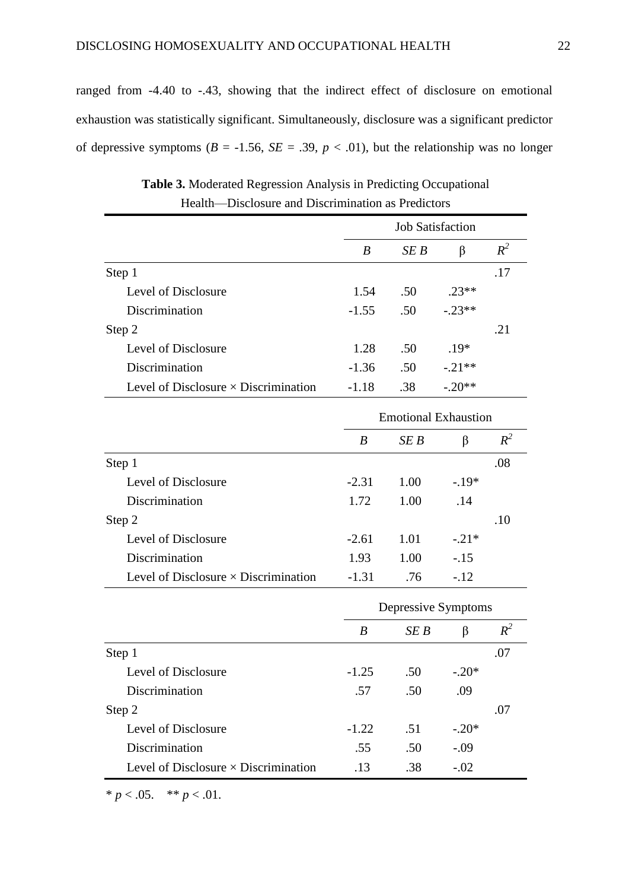ranged from -4.40 to -.43, showing that the indirect effect of disclosure on emotional exhaustion was statistically significant. Simultaneously, disclosure was a significant predictor of depressive symptoms ($B$ = -1.56, $SE$ = .39, $p$ < .01), but the relationship was no longer

**Table 3.** Moderated Regression Analysis in Predicting Occupational Health—Disclosure and Discrimination as Predictors

| | Job Satisfaction | | | |
|---|---|---|---|---|
| | *B* | *SE B* | β | $R^2$ |
| Step 1 | | | | .17 |
| Level of Disclosure | 1.54 | .50 | .23** | |
| Discrimination | -1.55 | .50 | -.23** | |
| Step 2 | | | | .21 |
| Level of Disclosure | 1.28 | .50 | .19* | |
| Discrimination | -1.36 | .50 | -.21** | |
| Level of Disclosure × Discrimination | -1.18 | .38 | -.20** | |
| | **Emotional Exhaustion** | | | |
| | *B* | *SE B* | β | $R^2$ |
| Step 1 | | | | .08 |
| Level of Disclosure | -2.31 | 1.00 | -.19* | |
| Discrimination | 1.72 | 1.00 | .14 | |
| Step 2 | | | | .10 |
| Level of Disclosure | -2.61 | 1.01 | -.21* | |
| Discrimination | 1.93 | 1.00 | -.15 | |
| Level of Disclosure × Discrimination | -1.31 | .76 | -.12 | |
| | **Depressive Symptoms** | | | |
| | *B* | *SE B* | β | $R^2$ |
| Step 1 | | | | .07 |
| Level of Disclosure | -1.25 | .50 | -.20* | |
| Discrimination | .57 | .50 | .09 | |
| Step 2 | | | | .07 |
| Level of Disclosure | -1.22 | .51 | -.20* | |
| Discrimination | .55 | .50 | -.09 | |
| Level of Disclosure × Discrimination | .13 | .38 | -.02 | |

* $p$ < .05. ** $p$ < .01.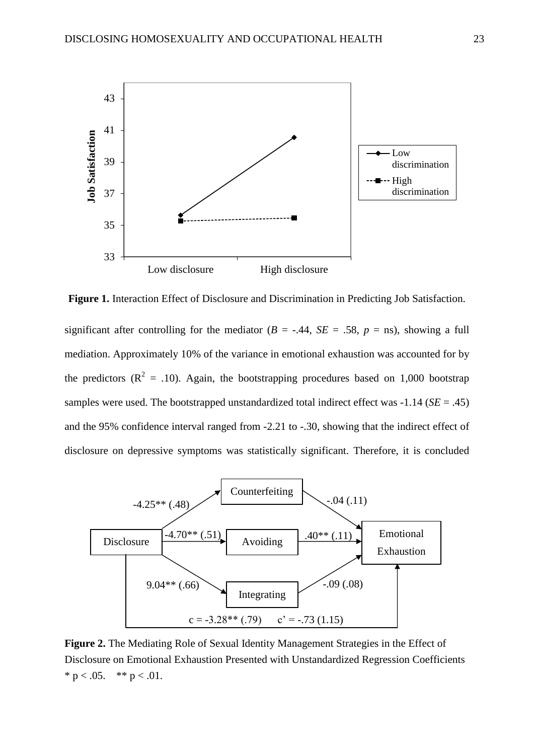**Figure 1.** Interaction Effect of Disclosure and Discrimination in Predicting Job Satisfaction.

significant after controlling for the mediator ($B$ = -.44, $SE$ = .58, $p$ = ns), showing a full mediation. Approximately 10% of the variance in emotional exhaustion was accounted for by the predictors ($R^2$ = .10). Again, the bootstrapping procedures based on 1,000 bootstrap samples were used. The bootstrapped unstandardized total indirect effect was -1.14 ($SE$ = .45) and the 95% confidence interval ranged from -2.21 to -.30, showing that the indirect effect of disclosure on depressive symptoms was statistically significant. Therefore, it is concluded

**Figure 2.** The Mediating Role of Sexual Identity Management Strategies in the Effect of Disclosure on Emotional Exhaustion Presented with Unstandardized Regression Coefficients
* $p < .05$. ** $p < .01$.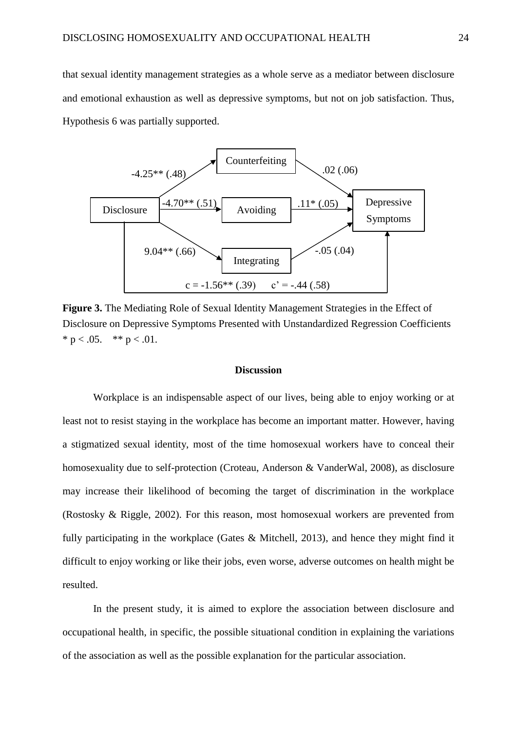that sexual identity management strategies as a whole serve as a mediator between disclosure and emotional exhaustion as well as depressive symptoms, but not on job satisfaction. Thus, Hypothesis 6 was partially supported.

Counterfeiting

-4.25** (.48)

.02 (.06)

Disclosure

-4.70** (.51)

Avoiding

.11* (.05)

Depressive Symptoms

9.04** (.66)

Integrating

-.05 (.04)

c = -1.56** (.39)   c' = -.44 (.58)

**Figure 3.** The Mediating Role of Sexual Identity Management Strategies in the Effect of Disclosure on Depressive Symptoms Presented with Unstandardized Regression Coefficients
* $p < .05$.   ** $p < .01$.

## Discussion

Workplace is an indispensable aspect of our lives, being able to enjoy working or at least not to resist staying in the workplace has become an important matter. However, having a stigmatized sexual identity, most of the time homosexual workers have to conceal their homosexuality due to self-protection (Croteau, Anderson & VanderWal, 2008), as disclosure may increase their likelihood of becoming the target of discrimination in the workplace (Rostosky & Riggle, 2002). For this reason, most homosexual workers are prevented from fully participating in the workplace (Gates & Mitchell, 2013), and hence they might find it difficult to enjoy working or like their jobs, even worse, adverse outcomes on health might be resulted.

In the present study, it is aimed to explore the association between disclosure and occupational health, in specific, the possible situational condition in explaining the variations of the association as well as the possible explanation for the particular association.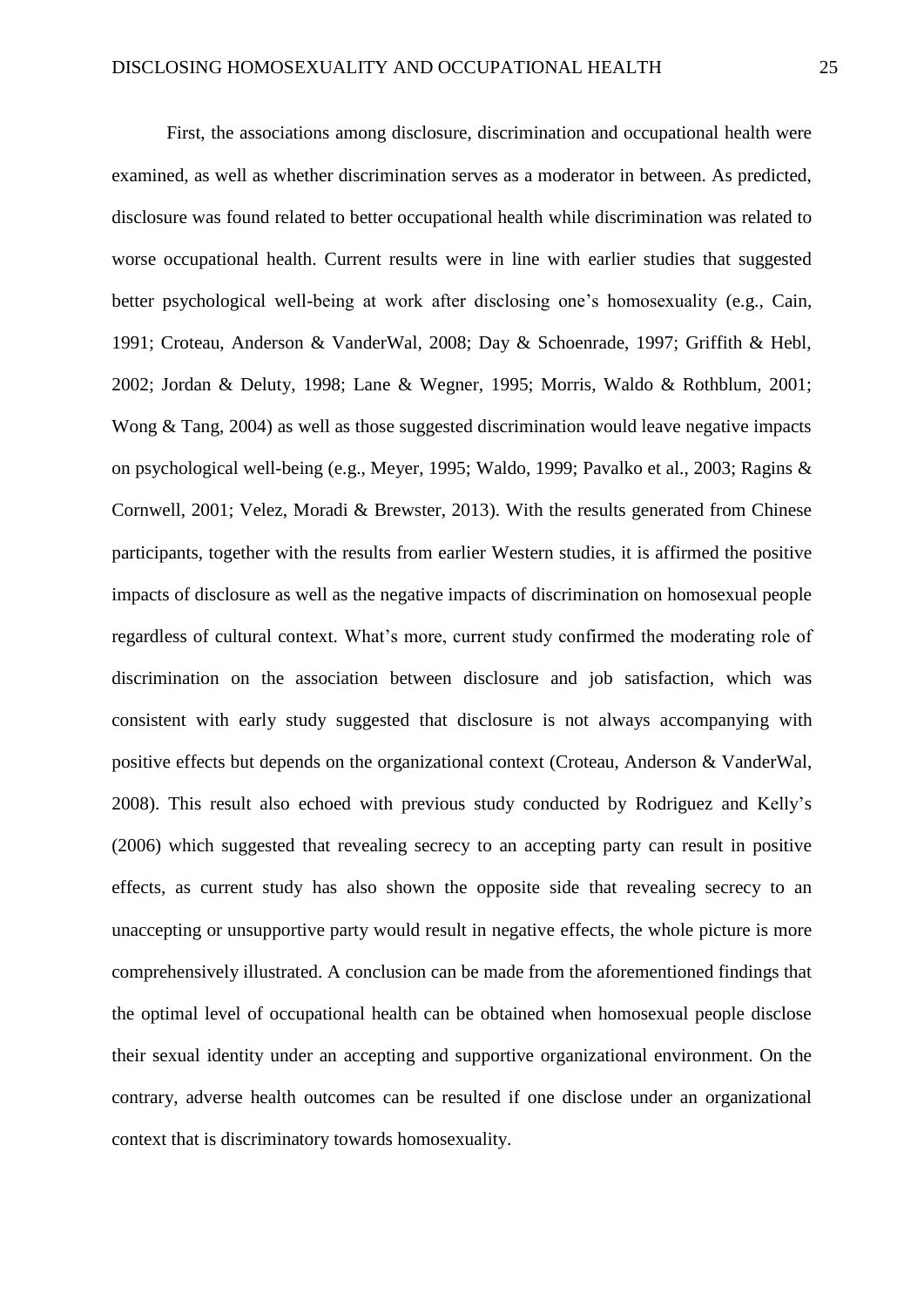First, the associations among disclosure, discrimination and occupational health were examined, as well as whether discrimination serves as a moderator in between. As predicted, disclosure was found related to better occupational health while discrimination was related to worse occupational health. Current results were in line with earlier studies that suggested better psychological well-being at work after disclosing one's homosexuality (e.g., Cain, 1991; Croteau, Anderson & VanderWal, 2008; Day & Schoenrade, 1997; Griffith & Hebl, 2002; Jordan & Deluty, 1998; Lane & Wegner, 1995; Morris, Waldo & Rothblum, 2001; Wong & Tang, 2004) as well as those suggested discrimination would leave negative impacts on psychological well-being (e.g., Meyer, 1995; Waldo, 1999; Pavalko et al., 2003; Ragins & Cornwell, 2001; Velez, Moradi & Brewster, 2013). With the results generated from Chinese participants, together with the results from earlier Western studies, it is affirmed the positive impacts of disclosure as well as the negative impacts of discrimination on homosexual people regardless of cultural context. What's more, current study confirmed the moderating role of discrimination on the association between disclosure and job satisfaction, which was consistent with early study suggested that disclosure is not always accompanying with positive effects but depends on the organizational context (Croteau, Anderson & VanderWal, 2008). This result also echoed with previous study conducted by Rodriguez and Kelly's (2006) which suggested that revealing secrecy to an accepting party can result in positive effects, as current study has also shown the opposite side that revealing secrecy to an unaccepting or unsupportive party would result in negative effects, the whole picture is more comprehensively illustrated. A conclusion can be made from the aforementioned findings that the optimal level of occupational health can be obtained when homosexual people disclose their sexual identity under an accepting and supportive organizational environment. On the contrary, adverse health outcomes can be resulted if one disclose under an organizational context that is discriminatory towards homosexuality.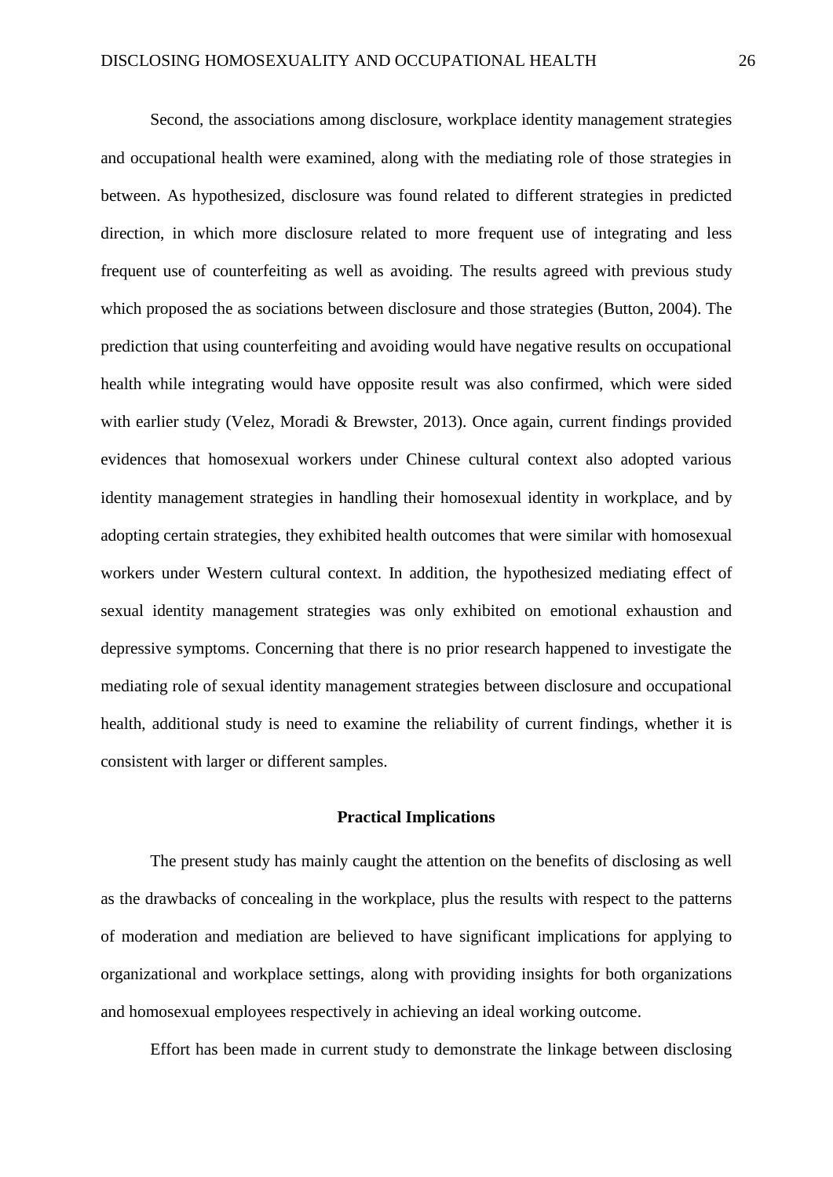Second, the associations among disclosure, workplace identity management strategies and occupational health were examined, along with the mediating role of those strategies in between. As hypothesized, disclosure was found related to different strategies in predicted direction, in which more disclosure related to more frequent use of integrating and less frequent use of counterfeiting as well as avoiding. The results agreed with previous study which proposed the as sociations between disclosure and those strategies (Button, 2004). The prediction that using counterfeiting and avoiding would have negative results on occupational health while integrating would have opposite result was also confirmed, which were sided with earlier study (Velez, Moradi & Brewster, 2013). Once again, current findings provided evidences that homosexual workers under Chinese cultural context also adopted various identity management strategies in handling their homosexual identity in workplace, and by adopting certain strategies, they exhibited health outcomes that were similar with homosexual workers under Western cultural context. In addition, the hypothesized mediating effect of sexual identity management strategies was only exhibited on emotional exhaustion and depressive symptoms. Concerning that there is no prior research happened to investigate the mediating role of sexual identity management strategies between disclosure and occupational health, additional study is need to examine the reliability of current findings, whether it is consistent with larger or different samples.

## Practical Implications

The present study has mainly caught the attention on the benefits of disclosing as well as the drawbacks of concealing in the workplace, plus the results with respect to the patterns of moderation and mediation are believed to have significant implications for applying to organizational and workplace settings, along with providing insights for both organizations and homosexual employees respectively in achieving an ideal working outcome.

Effort has been made in current study to demonstrate the linkage between disclosing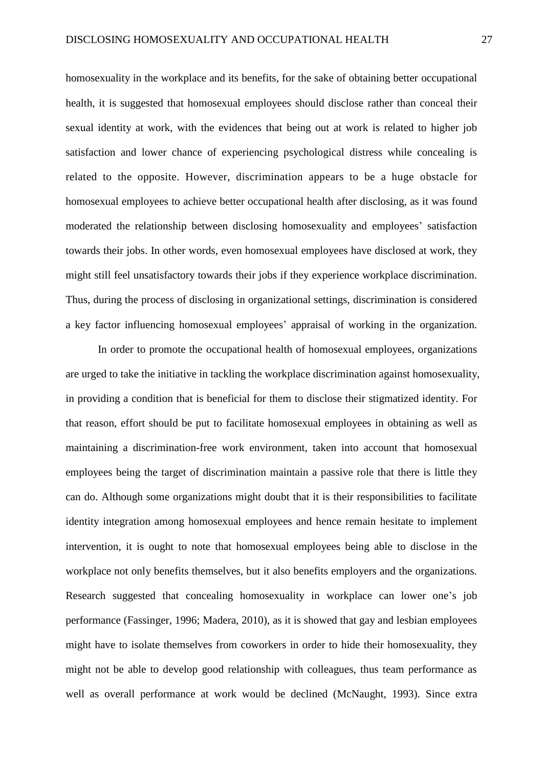homosexuality in the workplace and its benefits, for the sake of obtaining better occupational health, it is suggested that homosexual employees should disclose rather than conceal their sexual identity at work, with the evidences that being out at work is related to higher job satisfaction and lower chance of experiencing psychological distress while concealing is related to the opposite. However, discrimination appears to be a huge obstacle for homosexual employees to achieve better occupational health after disclosing, as it was found moderated the relationship between disclosing homosexuality and employees' satisfaction towards their jobs. In other words, even homosexual employees have disclosed at work, they might still feel unsatisfactory towards their jobs if they experience workplace discrimination. Thus, during the process of disclosing in organizational settings, discrimination is considered a key factor influencing homosexual employees' appraisal of working in the organization.

In order to promote the occupational health of homosexual employees, organizations are urged to take the initiative in tackling the workplace discrimination against homosexuality, in providing a condition that is beneficial for them to disclose their stigmatized identity. For that reason, effort should be put to facilitate homosexual employees in obtaining as well as maintaining a discrimination-free work environment, taken into account that homosexual employees being the target of discrimination maintain a passive role that there is little they can do. Although some organizations might doubt that it is their responsibilities to facilitate identity integration among homosexual employees and hence remain hesitate to implement intervention, it is ought to note that homosexual employees being able to disclose in the workplace not only benefits themselves, but it also benefits employers and the organizations. Research suggested that concealing homosexuality in workplace can lower one's job performance (Fassinger, 1996; Madera, 2010), as it is showed that gay and lesbian employees might have to isolate themselves from coworkers in order to hide their homosexuality, they might not be able to develop good relationship with colleagues, thus team performance as well as overall performance at work would be declined (McNaught, 1993). Since extra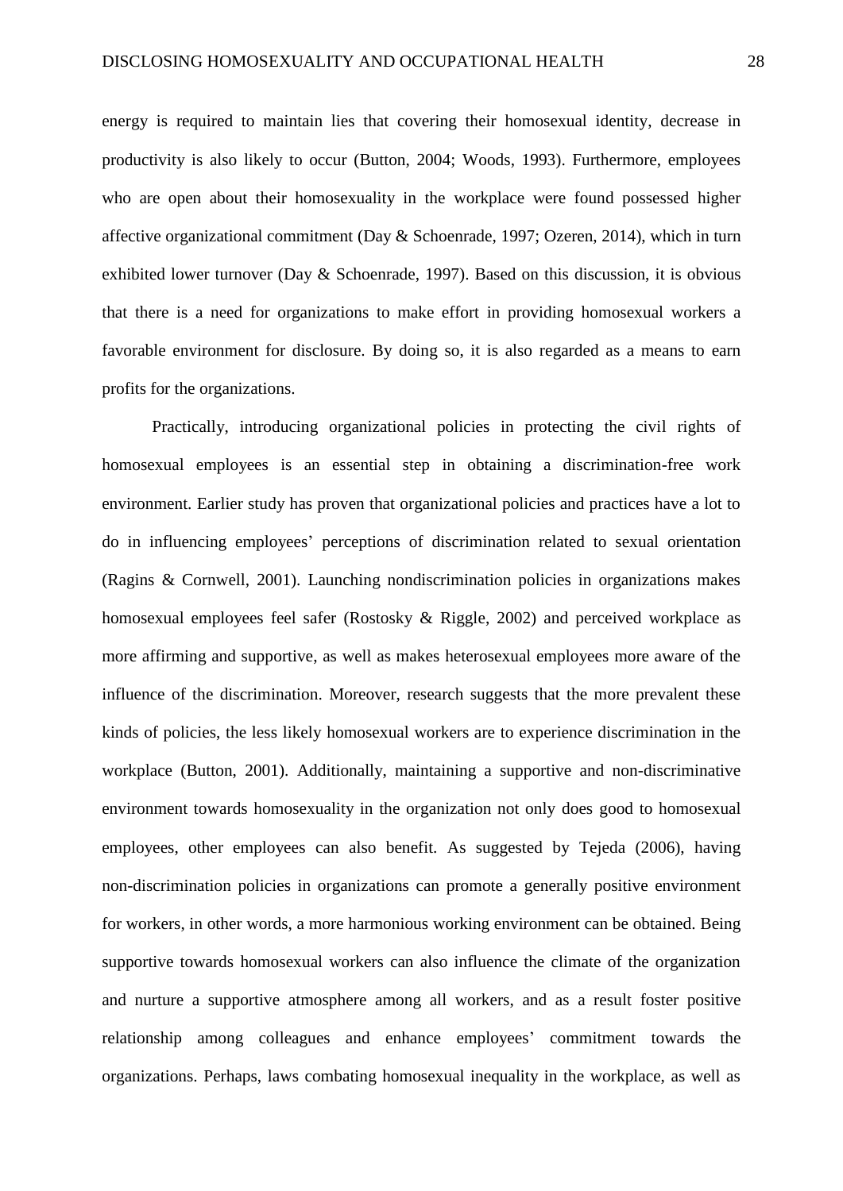energy is required to maintain lies that covering their homosexual identity, decrease in productivity is also likely to occur (Button, 2004; Woods, 1993). Furthermore, employees who are open about their homosexuality in the workplace were found possessed higher affective organizational commitment (Day & Schoenrade, 1997; Ozeren, 2014), which in turn exhibited lower turnover (Day & Schoenrade, 1997). Based on this discussion, it is obvious that there is a need for organizations to make effort in providing homosexual workers a favorable environment for disclosure. By doing so, it is also regarded as a means to earn profits for the organizations.

Practically, introducing organizational policies in protecting the civil rights of homosexual employees is an essential step in obtaining a discrimination-free work environment. Earlier study has proven that organizational policies and practices have a lot to do in influencing employees' perceptions of discrimination related to sexual orientation (Ragins & Cornwell, 2001). Launching nondiscrimination policies in organizations makes homosexual employees feel safer (Rostosky & Riggle, 2002) and perceived workplace as more affirming and supportive, as well as makes heterosexual employees more aware of the influence of the discrimination. Moreover, research suggests that the more prevalent these kinds of policies, the less likely homosexual workers are to experience discrimination in the workplace (Button, 2001). Additionally, maintaining a supportive and non-discriminative environment towards homosexuality in the organization not only does good to homosexual employees, other employees can also benefit. As suggested by Tejeda (2006), having non-discrimination policies in organizations can promote a generally positive environment for workers, in other words, a more harmonious working environment can be obtained. Being supportive towards homosexual workers can also influence the climate of the organization and nurture a supportive atmosphere among all workers, and as a result foster positive relationship among colleagues and enhance employees' commitment towards the organizations. Perhaps, laws combating homosexual inequality in the workplace, as well as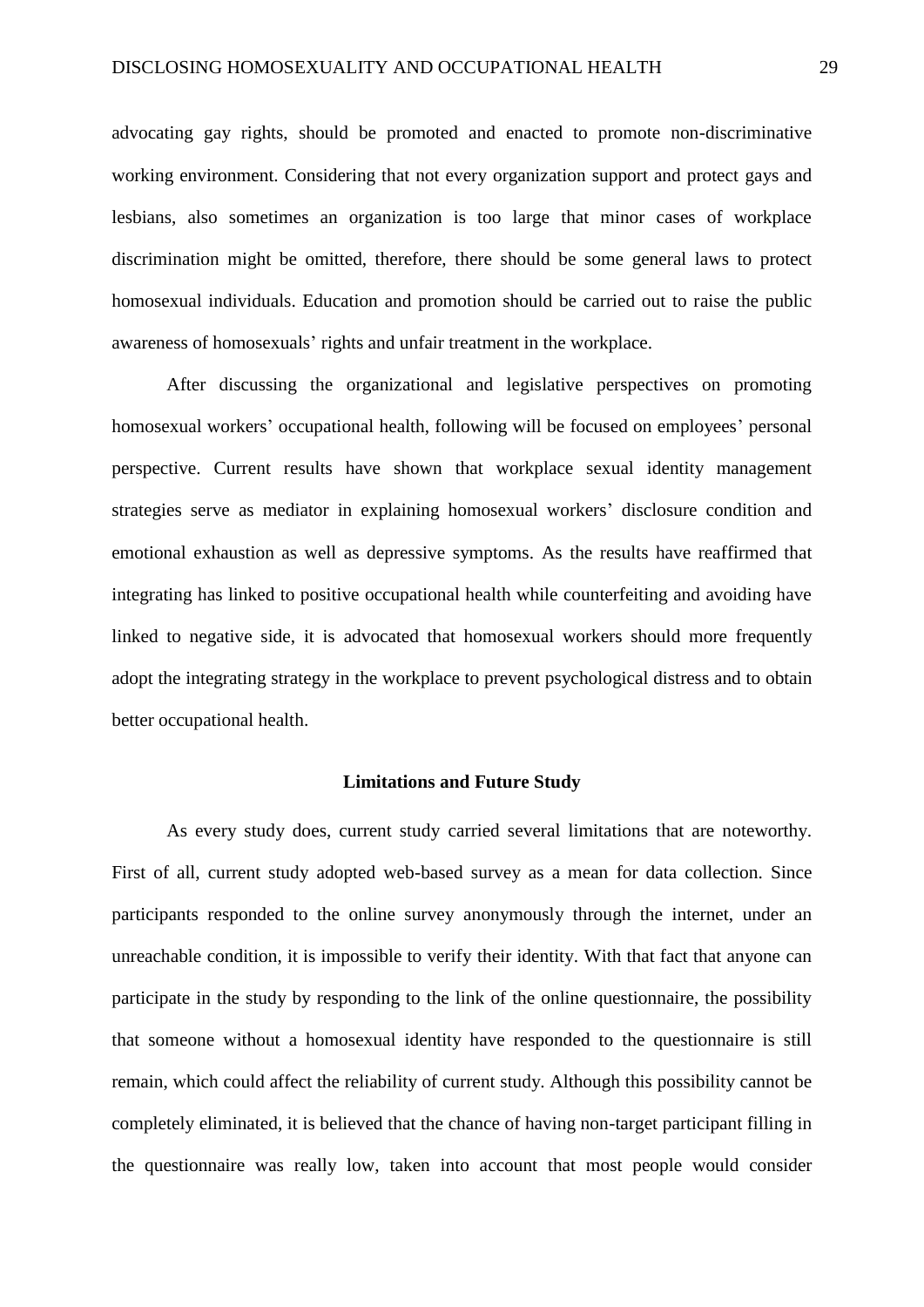advocating gay rights, should be promoted and enacted to promote non-discriminative working environment. Considering that not every organization support and protect gays and lesbians, also sometimes an organization is too large that minor cases of workplace discrimination might be omitted, therefore, there should be some general laws to protect homosexual individuals. Education and promotion should be carried out to raise the public awareness of homosexuals' rights and unfair treatment in the workplace.

After discussing the organizational and legislative perspectives on promoting homosexual workers' occupational health, following will be focused on employees' personal perspective. Current results have shown that workplace sexual identity management strategies serve as mediator in explaining homosexual workers' disclosure condition and emotional exhaustion as well as depressive symptoms. As the results have reaffirmed that integrating has linked to positive occupational health while counterfeiting and avoiding have linked to negative side, it is advocated that homosexual workers should more frequently adopt the integrating strategy in the workplace to prevent psychological distress and to obtain better occupational health.

## Limitations and Future Study

As every study does, current study carried several limitations that are noteworthy. First of all, current study adopted web-based survey as a mean for data collection. Since participants responded to the online survey anonymously through the internet, under an unreachable condition, it is impossible to verify their identity. With that fact that anyone can participate in the study by responding to the link of the online questionnaire, the possibility that someone without a homosexual identity have responded to the questionnaire is still remain, which could affect the reliability of current study. Although this possibility cannot be completely eliminated, it is believed that the chance of having non-target participant filling in the questionnaire was really low, taken into account that most people would consider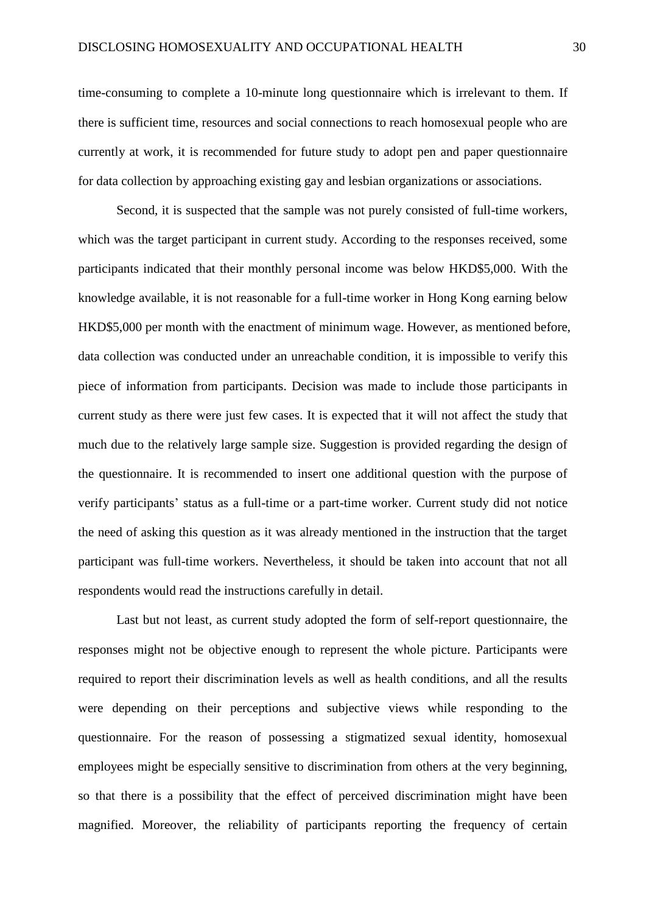time-consuming to complete a 10-minute long questionnaire which is irrelevant to them. If there is sufficient time, resources and social connections to reach homosexual people who are currently at work, it is recommended for future study to adopt pen and paper questionnaire for data collection by approaching existing gay and lesbian organizations or associations.

Second, it is suspected that the sample was not purely consisted of full-time workers, which was the target participant in current study. According to the responses received, some participants indicated that their monthly personal income was below HKD$5,000. With the knowledge available, it is not reasonable for a full-time worker in Hong Kong earning below HKD$5,000 per month with the enactment of minimum wage. However, as mentioned before, data collection was conducted under an unreachable condition, it is impossible to verify this piece of information from participants. Decision was made to include those participants in current study as there were just few cases. It is expected that it will not affect the study that much due to the relatively large sample size. Suggestion is provided regarding the design of the questionnaire. It is recommended to insert one additional question with the purpose of verify participants' status as a full-time or a part-time worker. Current study did not notice the need of asking this question as it was already mentioned in the instruction that the target participant was full-time workers. Nevertheless, it should be taken into account that not all respondents would read the instructions carefully in detail.

Last but not least, as current study adopted the form of self-report questionnaire, the responses might not be objective enough to represent the whole picture. Participants were required to report their discrimination levels as well as health conditions, and all the results were depending on their perceptions and subjective views while responding to the questionnaire. For the reason of possessing a stigmatized sexual identity, homosexual employees might be especially sensitive to discrimination from others at the very beginning, so that there is a possibility that the effect of perceived discrimination might have been magnified. Moreover, the reliability of participants reporting the frequency of certain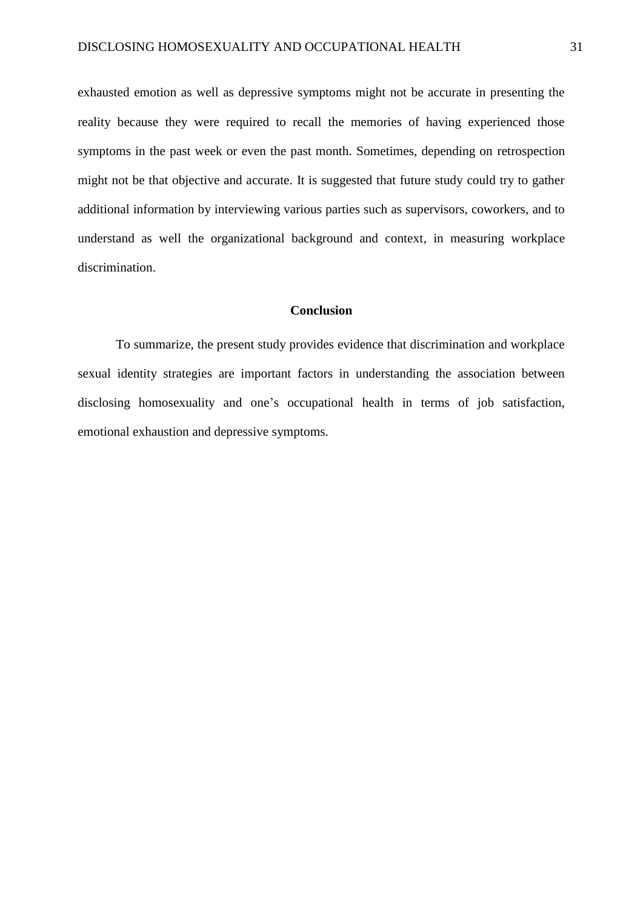exhausted emotion as well as depressive symptoms might not be accurate in presenting the reality because they were required to recall the memories of having experienced those symptoms in the past week or even the past month. Sometimes, depending on retrospection might not be that objective and accurate. It is suggested that future study could try to gather additional information by interviewing various parties such as supervisors, coworkers, and to understand as well the organizational background and context, in measuring workplace discrimination.

## Conclusion

To summarize, the present study provides evidence that discrimination and workplace sexual identity strategies are important factors in understanding the association between disclosing homosexuality and one's occupational health in terms of job satisfaction, emotional exhaustion and depressive symptoms.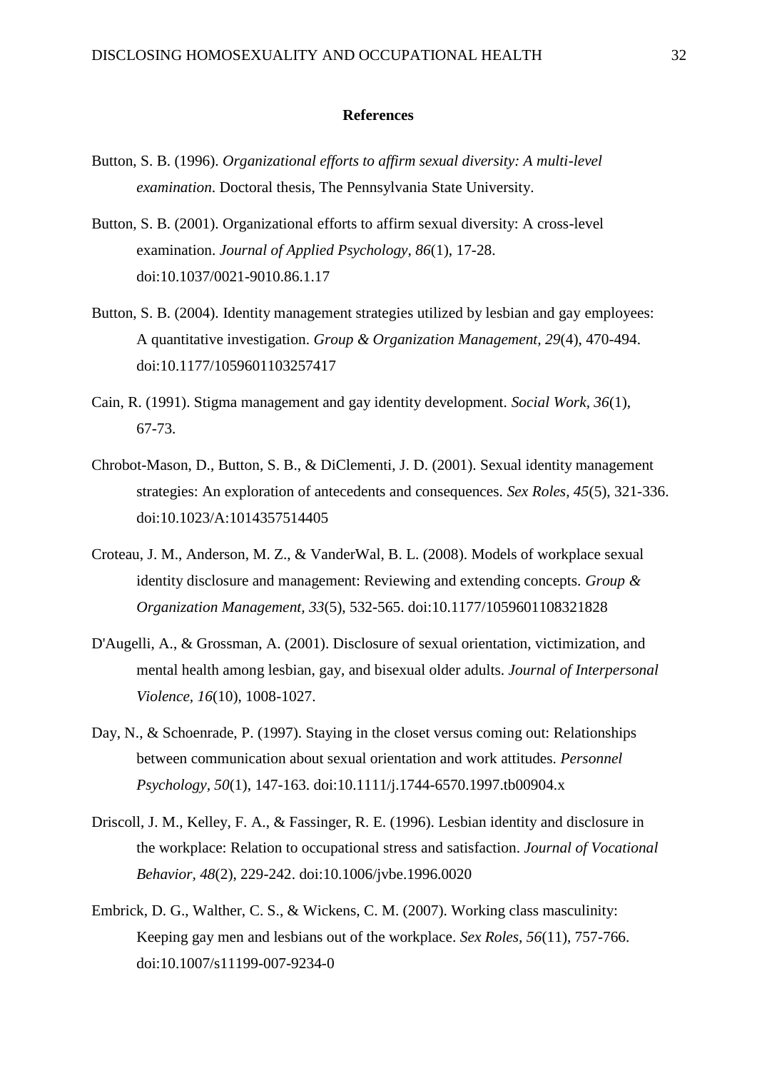## References

Button, S. B. (1996). *Organizational efforts to affirm sexual diversity: A multi-level examination*. Doctoral thesis, The Pennsylvania State University.

Button, S. B. (2001). Organizational efforts to affirm sexual diversity: A cross-level examination. *Journal of Applied Psychology, 86*(1), 17-28. doi:10.1037/0021-9010.86.1.17

Button, S. B. (2004). Identity management strategies utilized by lesbian and gay employees: A quantitative investigation. *Group & Organization Management, 29*(4), 470-494. doi:10.1177/1059601103257417

Cain, R. (1991). Stigma management and gay identity development. *Social Work, 36*(1), 67-73.

Chrobot-Mason, D., Button, S. B., & DiClementi, J. D. (2001). Sexual identity management strategies: An exploration of antecedents and consequences. *Sex Roles, 45*(5), 321-336. doi:10.1023/A:1014357514405

Croteau, J. M., Anderson, M. Z., & VanderWal, B. L. (2008). Models of workplace sexual identity disclosure and management: Reviewing and extending concepts. *Group & Organization Management, 33*(5), 532-565. doi:10.1177/1059601108321828

D'Augelli, A., & Grossman, A. (2001). Disclosure of sexual orientation, victimization, and mental health among lesbian, gay, and bisexual older adults. *Journal of Interpersonal Violence, 16*(10), 1008-1027.

Day, N., & Schoenrade, P. (1997). Staying in the closet versus coming out: Relationships between communication about sexual orientation and work attitudes. *Personnel Psychology, 50*(1), 147-163. doi:10.1111/j.1744-6570.1997.tb00904.x

Driscoll, J. M., Kelley, F. A., & Fassinger, R. E. (1996). Lesbian identity and disclosure in the workplace: Relation to occupational stress and satisfaction. *Journal of Vocational Behavior, 48*(2), 229-242. doi:10.1006/jvbe.1996.0020

Embrick, D. G., Walther, C. S., & Wickens, C. M. (2007). Working class masculinity: Keeping gay men and lesbians out of the workplace. *Sex Roles, 56*(11), 757-766. doi:10.1007/s11199-007-9234-0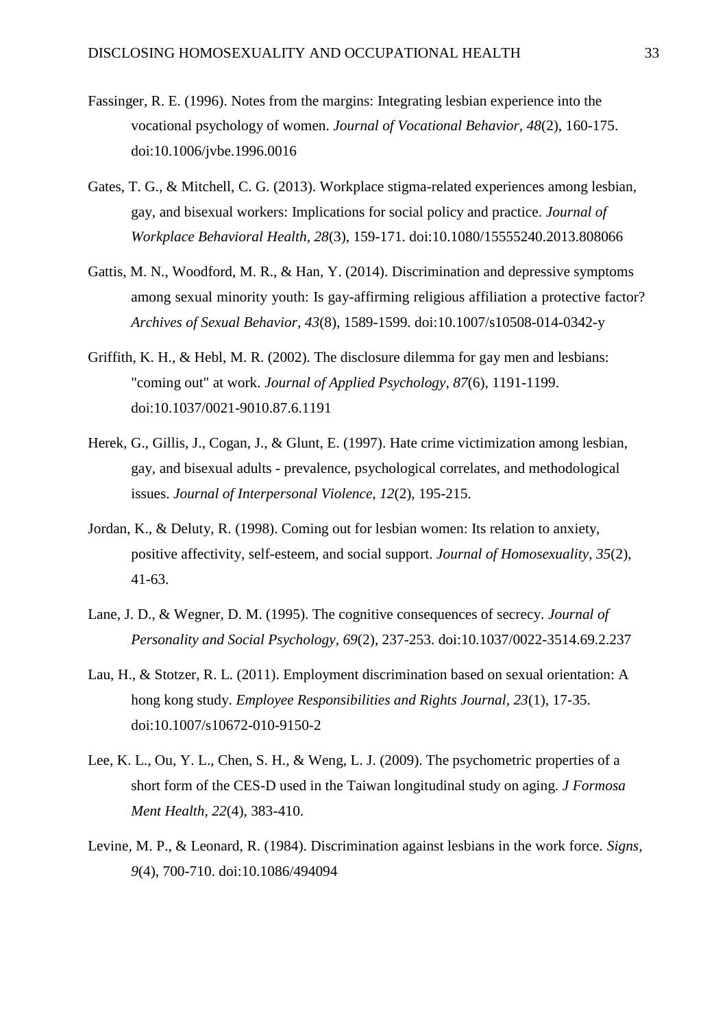Fassinger, R. E. (1996). Notes from the margins: Integrating lesbian experience into the vocational psychology of women. *Journal of Vocational Behavior, 48*(2), 160-175. doi:10.1006/jvbe.1996.0016

Gates, T. G., & Mitchell, C. G. (2013). Workplace stigma-related experiences among lesbian, gay, and bisexual workers: Implications for social policy and practice. *Journal of Workplace Behavioral Health, 28*(3), 159-171. doi:10.1080/15555240.2013.808066

Gattis, M. N., Woodford, M. R., & Han, Y. (2014). Discrimination and depressive symptoms among sexual minority youth: Is gay-affirming religious affiliation a protective factor? *Archives of Sexual Behavior, 43*(8), 1589-1599. doi:10.1007/s10508-014-0342-y

Griffith, K. H., & Hebl, M. R. (2002). The disclosure dilemma for gay men and lesbians: "coming out" at work. *Journal of Applied Psychology, 87*(6), 1191-1199. doi:10.1037/0021-9010.87.6.1191

Herek, G., Gillis, J., Cogan, J., & Glunt, E. (1997). Hate crime victimization among lesbian, gay, and bisexual adults - prevalence, psychological correlates, and methodological issues. *Journal of Interpersonal Violence, 12*(2), 195-215.

Jordan, K., & Deluty, R. (1998). Coming out for lesbian women: Its relation to anxiety, positive affectivity, self-esteem, and social support. *Journal of Homosexuality, 35*(2), 41-63.

Lane, J. D., & Wegner, D. M. (1995). The cognitive consequences of secrecy. *Journal of Personality and Social Psychology, 69*(2), 237-253. doi:10.1037/0022-3514.69.2.237

Lau, H., & Stotzer, R. L. (2011). Employment discrimination based on sexual orientation: A hong kong study. *Employee Responsibilities and Rights Journal, 23*(1), 17-35. doi:10.1007/s10672-010-9150-2

Lee, K. L., Ou, Y. L., Chen, S. H., & Weng, L. J. (2009). The psychometric properties of a short form of the CES-D used in the Taiwan longitudinal study on aging. *J Formosa Ment Health, 22*(4), 383-410.

Levine, M. P., & Leonard, R. (1984). Discrimination against lesbians in the work force. *Signs, 9*(4), 700-710. doi:10.1086/494094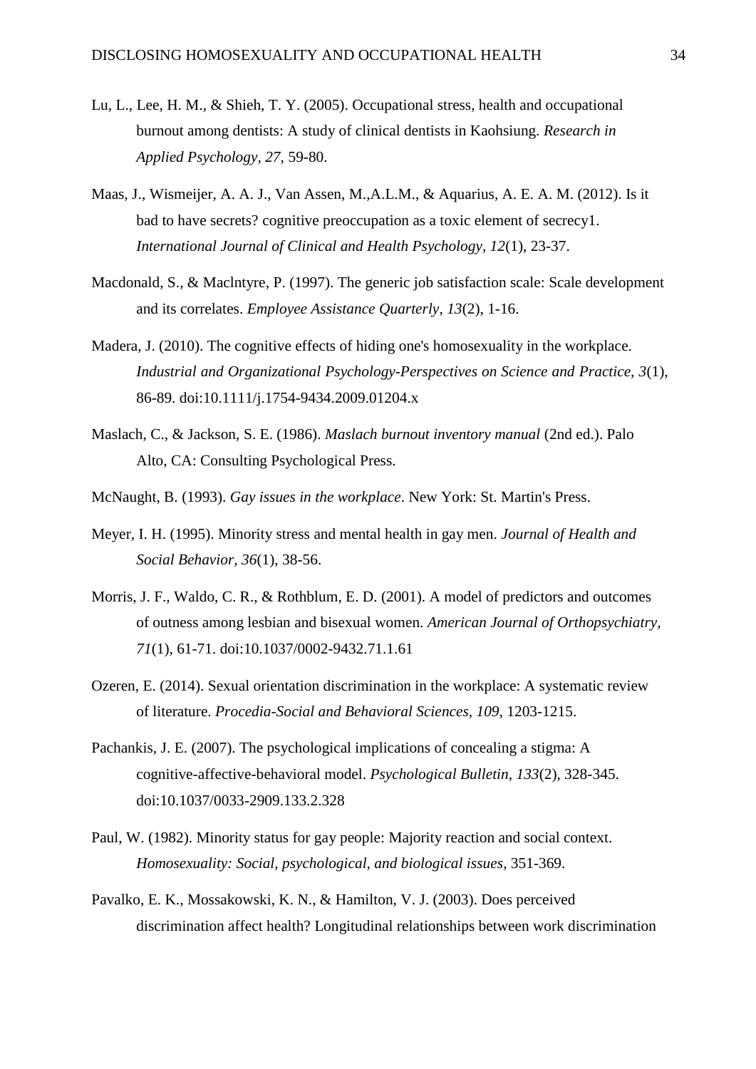Lu, L., Lee, H. M., & Shieh, T. Y. (2005). Occupational stress, health and occupational burnout among dentists: A study of clinical dentists in Kaohsiung. *Research in Applied Psychology, 27*, 59-80.

Maas, J., Wismeijer, A. A. J., Van Assen, M.,A.L.M., & Aquarius, A. E. A. M. (2012). Is it bad to have secrets? cognitive preoccupation as a toxic element of secrecy1. *International Journal of Clinical and Health Psychology, 12*(1), 23-37.

Macdonald, S., & Maclntyre, P. (1997). The generic job satisfaction scale: Scale development and its correlates. *Employee Assistance Quarterly, 13*(2), 1-16.

Madera, J. (2010). The cognitive effects of hiding one's homosexuality in the workplace. *Industrial and Organizational Psychology-Perspectives on Science and Practice, 3*(1), 86-89. doi:10.1111/j.1754-9434.2009.01204.x

Maslach, C., & Jackson, S. E. (1986). *Maslach burnout inventory manual* (2nd ed.). Palo Alto, CA: Consulting Psychological Press.

McNaught, B. (1993). *Gay issues in the workplace*. New York: St. Martin's Press.

Meyer, I. H. (1995). Minority stress and mental health in gay men. *Journal of Health and Social Behavior, 36*(1), 38-56.

Morris, J. F., Waldo, C. R., & Rothblum, E. D. (2001). A model of predictors and outcomes of outness among lesbian and bisexual women. *American Journal of Orthopsychiatry, 71*(1), 61-71. doi:10.1037/0002-9432.71.1.61

Ozeren, E. (2014). Sexual orientation discrimination in the workplace: A systematic review of literature. *Procedia-Social and Behavioral Sciences, 109*, 1203-1215.

Pachankis, J. E. (2007). The psychological implications of concealing a stigma: A cognitive-affective-behavioral model. *Psychological Bulletin, 133*(2), 328-345. doi:10.1037/0033-2909.133.2.328

Paul, W. (1982). Minority status for gay people: Majority reaction and social context. *Homosexuality: Social, psychological, and biological issues*, 351-369.

Pavalko, E. K., Mossakowski, K. N., & Hamilton, V. J. (2003). Does perceived discrimination affect health? Longitudinal relationships between work discrimination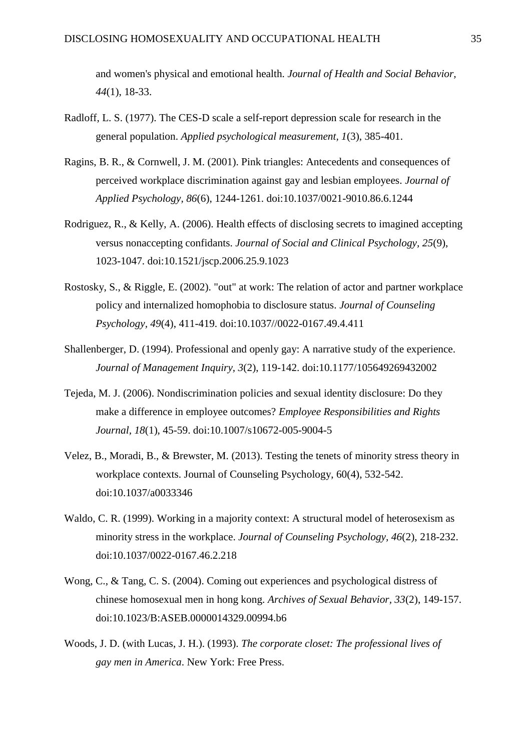and women's physical and emotional health. *Journal of Health and Social Behavior, 44*(1), 18-33.

Radloff, L. S. (1977). The CES-D scale a self-report depression scale for research in the general population. *Applied psychological measurement, 1*(3), 385-401.

Ragins, B. R., & Cornwell, J. M. (2001). Pink triangles: Antecedents and consequences of perceived workplace discrimination against gay and lesbian employees. *Journal of Applied Psychology, 86*(6), 1244-1261. doi:10.1037/0021-9010.86.6.1244

Rodriguez, R., & Kelly, A. (2006). Health effects of disclosing secrets to imagined accepting versus nonaccepting confidants. *Journal of Social and Clinical Psychology, 25*(9), 1023-1047. doi:10.1521/jscp.2006.25.9.1023

Rostosky, S., & Riggle, E. (2002). "out" at work: The relation of actor and partner workplace policy and internalized homophobia to disclosure status. *Journal of Counseling Psychology, 49*(4), 411-419. doi:10.1037//0022-0167.49.4.411

Shallenberger, D. (1994). Professional and openly gay: A narrative study of the experience. *Journal of Management Inquiry, 3*(2), 119-142. doi:10.1177/105649269432002

Tejeda, M. J. (2006). Nondiscrimination policies and sexual identity disclosure: Do they make a difference in employee outcomes? *Employee Responsibilities and Rights Journal, 18*(1), 45-59. doi:10.1007/s10672-005-9004-5

Velez, B., Moradi, B., & Brewster, M. (2013). Testing the tenets of minority stress theory in workplace contexts. Journal of Counseling Psychology, 60(4), 532-542. doi:10.1037/a0033346

Waldo, C. R. (1999). Working in a majority context: A structural model of heterosexism as minority stress in the workplace. *Journal of Counseling Psychology, 46*(2), 218-232. doi:10.1037/0022-0167.46.2.218

Wong, C., & Tang, C. S. (2004). Coming out experiences and psychological distress of chinese homosexual men in hong kong. *Archives of Sexual Behavior, 33*(2), 149-157. doi:10.1023/B:ASEB.0000014329.00994.b6

Woods, J. D. (with Lucas, J. H.). (1993). *The corporate closet: The professional lives of gay men in America*. New York: Free Press.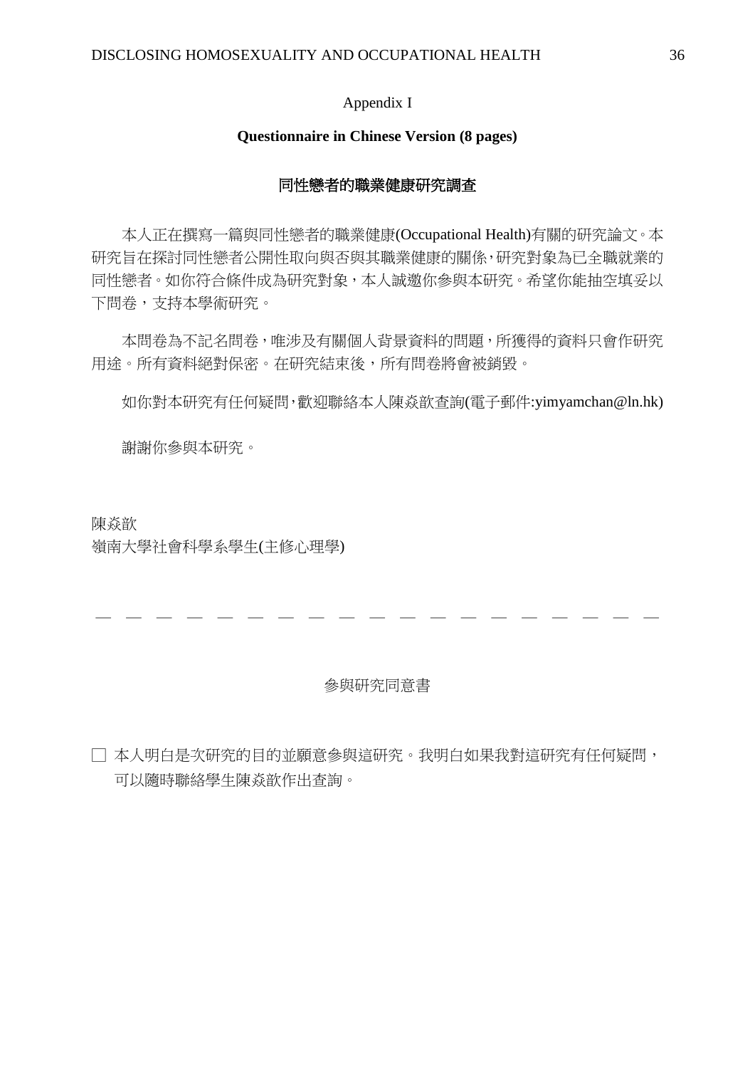Appendix I

**Questionnaire in Chinese Version (8 pages)**

## 同性戀者的職業健康研究調查

本人正在撰寫一篇與同性戀者的職業健康(Occupational Health)有關的研究論文。本研究旨在探討同性戀者公開性取向與否與其職業健康的關係，研究對象為已全職就業的同性戀者。如你符合條件成為研究對象，本人誠邀你參與本研究。希望你能抽空填妥以下問卷，支持本學術研究。

本問卷為不記名問卷，唯涉及有關個人背景資料的問題，所獲得的資料只會作研究用途。所有資料絕對保密。在研究結束後，所有問卷將會被銷毀。

如你對本研究有任何疑問，歡迎聯絡本人陳焱歆查詢(電子郵件:yimyamchan@ln.hk)

謝謝你參與本研究。

陳焱歆

嶺南大學社會科學系學生(主修心理學)

— — — — — — — — — — — — — — — — — — —

參與研究同意書

□ 本人明白是次研究的目的並願意參與這研究。我明白如果我對這研究有任何疑問，可以隨時聯絡學生陳焱歆作出查詢。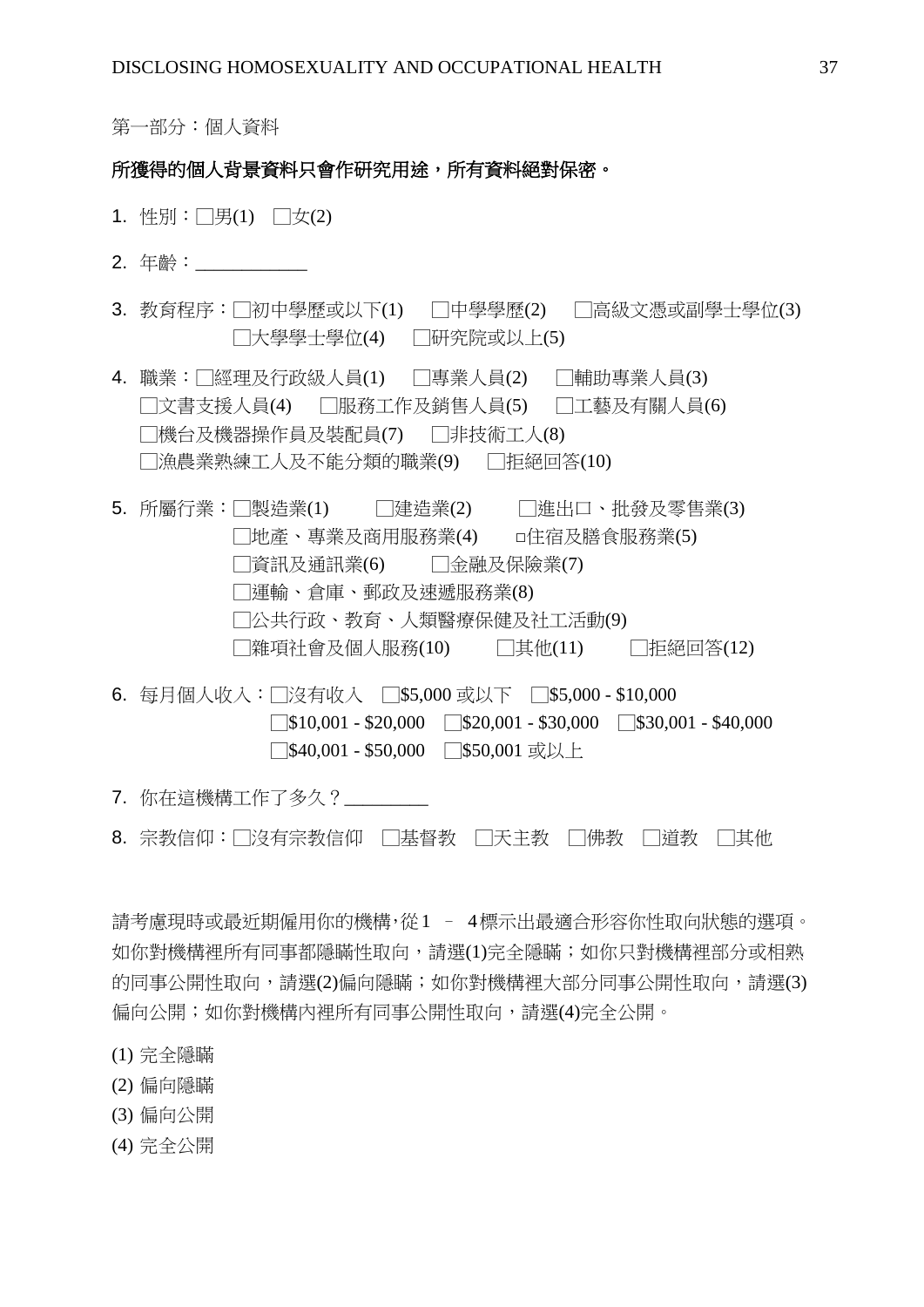第一部分：個人資料

**所獲得的個人背景資料只會作研究用途，所有資料絕對保密。**

1. 性別：□男(1) □女(2)

2. 年齡：___________

3. 教育程序：□初中學歷或以下(1) □中學學歷(2) □高級文憑或副學士學位(3) □大學學士學位(4) □研究院或以上(5)

4. 職業：□經理及行政級人員(1) □專業人員(2) □輔助專業人員(3) □文書支援人員(4) □服務工作及銷售人員(5) □工藝及有關人員(6) □機台及機器操作員及裝配員(7) □非技術工人(8) □漁農業熟練工人及不能分類的職業(9) □拒絕回答(10)

5. 所屬行業：□製造業(1) □建造業(2) □進出口、批發及零售業(3) □地產、專業及商用服務業(4) □住宿及膳食服務業(5) □資訊及通訊業(6) □金融及保險業(7) □運輸、倉庫、郵政及速遞服務業(8) □公共行政、教育、人類醫療保健及社工活動(9) □雜項社會及個人服務(10) □其他(11) □拒絕回答(12)

6. 每月個人收入：□沒有收入 □$5,000 或以下 □$5,000 - $10,000 □$10,001 - $20,000 □$20,001 - $30,000 □$30,001 - $40,000 □$40,001 - $50,000 □$50,001 或以上

7. 你在這機構工作了多久？_________

8. 宗教信仰：□沒有宗教信仰 □基督教 □天主教 □佛教 □道教 □其他

請考慮現時或最近期僱用你的機構，從1 – 4標示出最適合形容你性取向狀態的選項。如你對機構裡所有同事都隱瞞性取向，請選(1)完全隱瞞；如你只對機構裡部分或相熟的同事公開性取向，請選(2)偏向隱瞞；如你對機構裡大部分同事公開性取向，請選(3)偏向公開；如你對機構內裡所有同事公開性取向，請選(4)完全公開。

(1) 完全隱瞞
(2) 偏向隱瞞
(3) 偏向公開
(4) 完全公開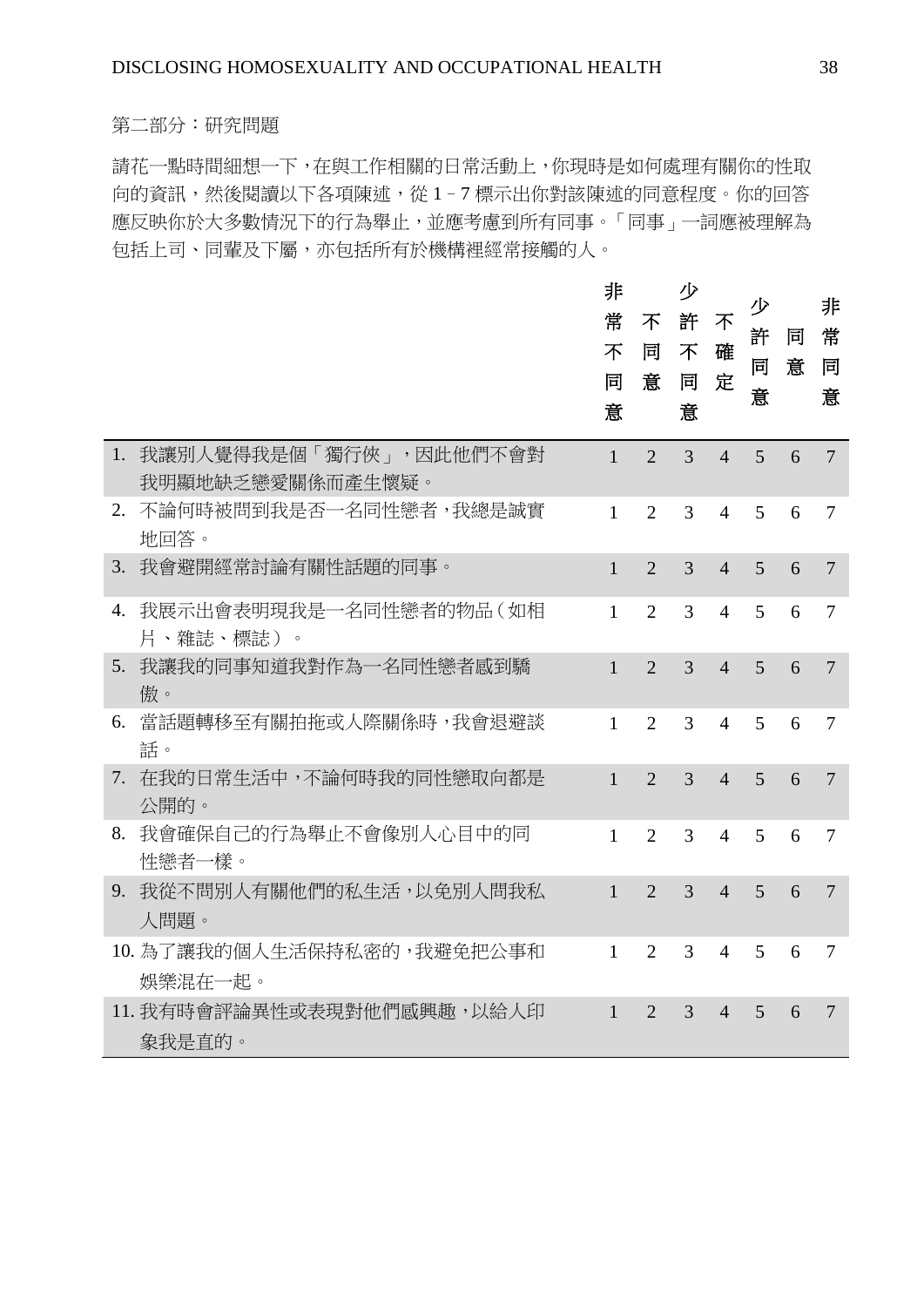第二部分：研究問題

請花一點時間細想一下，在與工作相關的日常活動上，你現時是如何處理有關你的性取向的資訊，然後閱讀以下各項陳述，從 1 – 7 標示出你對該陳述的同意程度。你的回答應反映你於大多數情況下的行為舉止，並應考慮到所有同事。「同事」一詞應被理解為包括上司、同輩及下屬，亦包括所有於機構裡經常接觸的人。

| | 非常不同意 | 不同意 | 少許不同意 | 不確定 | 少許同意 | 同意 | 非常同意 |
|---|---|---|---|---|---|---|---|
| 1. 我讓別人覺得我是個「獨行俠」，因此他們不會對我明顯地缺乏戀愛關係而產生懷疑。 | 1 | 2 | 3 | 4 | 5 | 6 | 7 |
| 2. 不論何時被問到我是否一名同性戀者，我總是誠實地回答。 | 1 | 2 | 3 | 4 | 5 | 6 | 7 |
| 3. 我會避開經常討論有關性話題的同事。 | 1 | 2 | 3 | 4 | 5 | 6 | 7 |
| 4. 我展示出會表明現我是一名同性戀者的物品（如相片、雜誌、標誌）。 | 1 | 2 | 3 | 4 | 5 | 6 | 7 |
| 5. 我讓我的同事知道我對作為一名同性戀者感到驕傲。 | 1 | 2 | 3 | 4 | 5 | 6 | 7 |
| 6. 當話題轉移至有關拍拖或人際關係時，我會退避談話。 | 1 | 2 | 3 | 4 | 5 | 6 | 7 |
| 7. 在我的日常生活中，不論何時我的同性戀取向都是公開的。 | 1 | 2 | 3 | 4 | 5 | 6 | 7 |
| 8. 我會確保自己的行為舉止不會像別人心目中的同性戀者一樣。 | 1 | 2 | 3 | 4 | 5 | 6 | 7 |
| 9. 我從不問別人有關他們的私生活，以免別人問我私人問題。 | 1 | 2 | 3 | 4 | 5 | 6 | 7 |
| 10. 為了讓我的個人生活保持私密的，我避免把公事和娛樂混在一起。 | 1 | 2 | 3 | 4 | 5 | 6 | 7 |
| 11. 我有時會評論異性或表現對他們感興趣，以給人印象我是直的。 | 1 | 2 | 3 | 4 | 5 | 6 | 7 |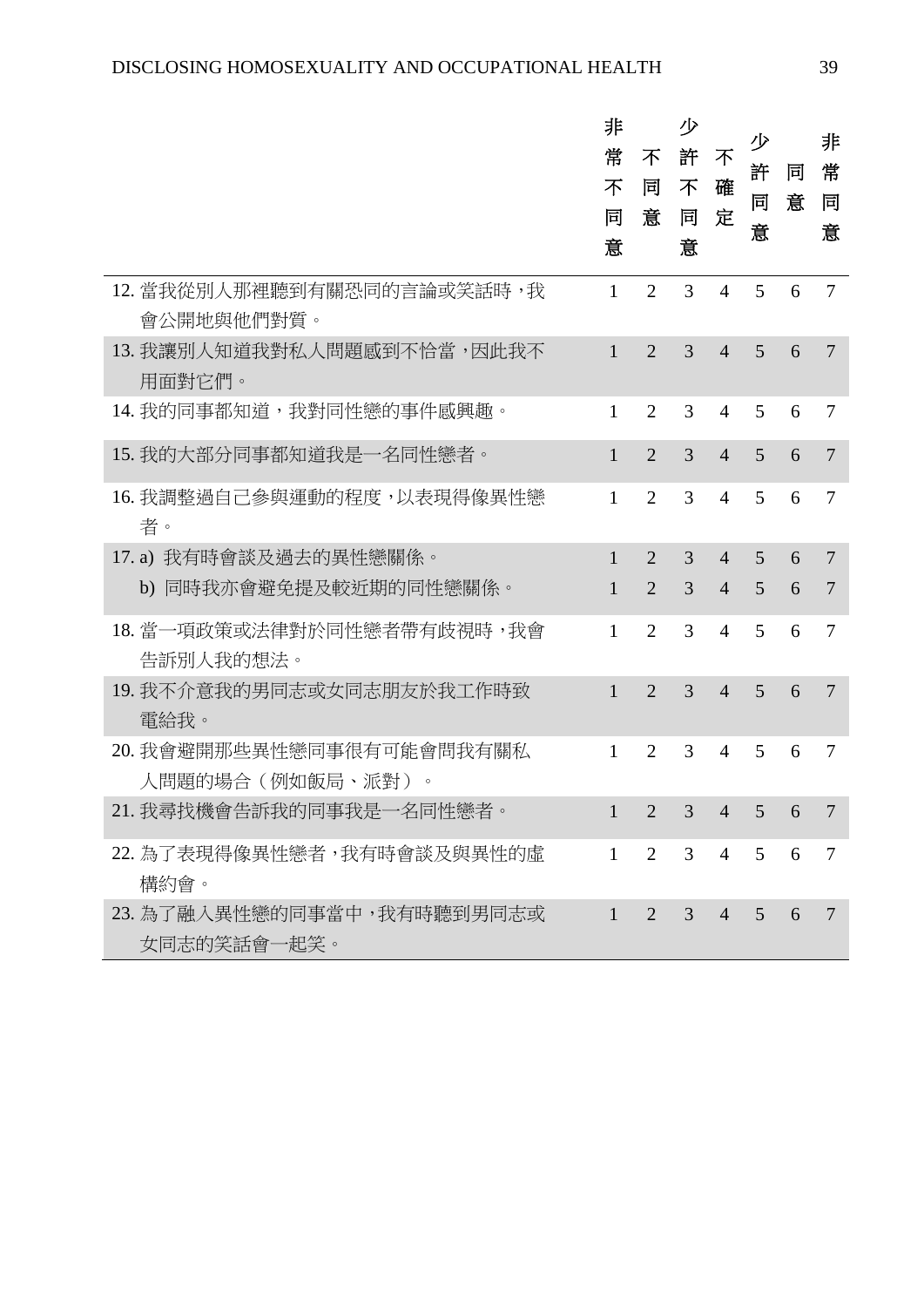| | 非常不同意 | 不同意 | 少許不同意 | 不確定 | 少許同意 | 同意 | 非常同意 |
|---|---|---|---|---|---|---|---|
| 12. 當我從別人那裡聽到有關恐同的言論或笑話時，我會公開地與他們對質。 | 1 | 2 | 3 | 4 | 5 | 6 | 7 |
| 13. 我讓別人知道我對私人問題感到不恰當，因此我不用面對它們。 | 1 | 2 | 3 | 4 | 5 | 6 | 7 |
| 14. 我的同事都知道，我對同性戀的事件感興趣。 | 1 | 2 | 3 | 4 | 5 | 6 | 7 |
| 15. 我的大部分同事都知道我是一名同性戀者。 | 1 | 2 | 3 | 4 | 5 | 6 | 7 |
| 16. 我調整過自己參與運動的程度，以表現得像異性戀者。 | 1 | 2 | 3 | 4 | 5 | 6 | 7 |
| 17. a) 我有時會談及過去的異性戀關係。 | 1 | 2 | 3 | 4 | 5 | 6 | 7 |
| b) 同時我亦會避免提及較近期的同性戀關係。 | 1 | 2 | 3 | 4 | 5 | 6 | 7 |
| 18. 當一項政策或法律對於同性戀者帶有歧視時，我會告訴別人我的想法。 | 1 | 2 | 3 | 4 | 5 | 6 | 7 |
| 19. 我不介意我的男同志或女同志朋友於我工作時致電給我。 | 1 | 2 | 3 | 4 | 5 | 6 | 7 |
| 20. 我會避開那些異性戀同事很有可能會問我有關私人問題的場合（例如飯局、派對）。 | 1 | 2 | 3 | 4 | 5 | 6 | 7 |
| 21. 我尋找機會告訴我的同事我是一名同性戀者。 | 1 | 2 | 3 | 4 | 5 | 6 | 7 |
| 22. 為了表現得像異性戀者，我有時會談及與異性的虛構約會。 | 1 | 2 | 3 | 4 | 5 | 6 | 7 |
| 23. 為了融入異性戀的同事當中，我有時聽到男同志或女同志的笑話會一起笑。 | 1 | 2 | 3 | 4 | 5 | 6 | 7 |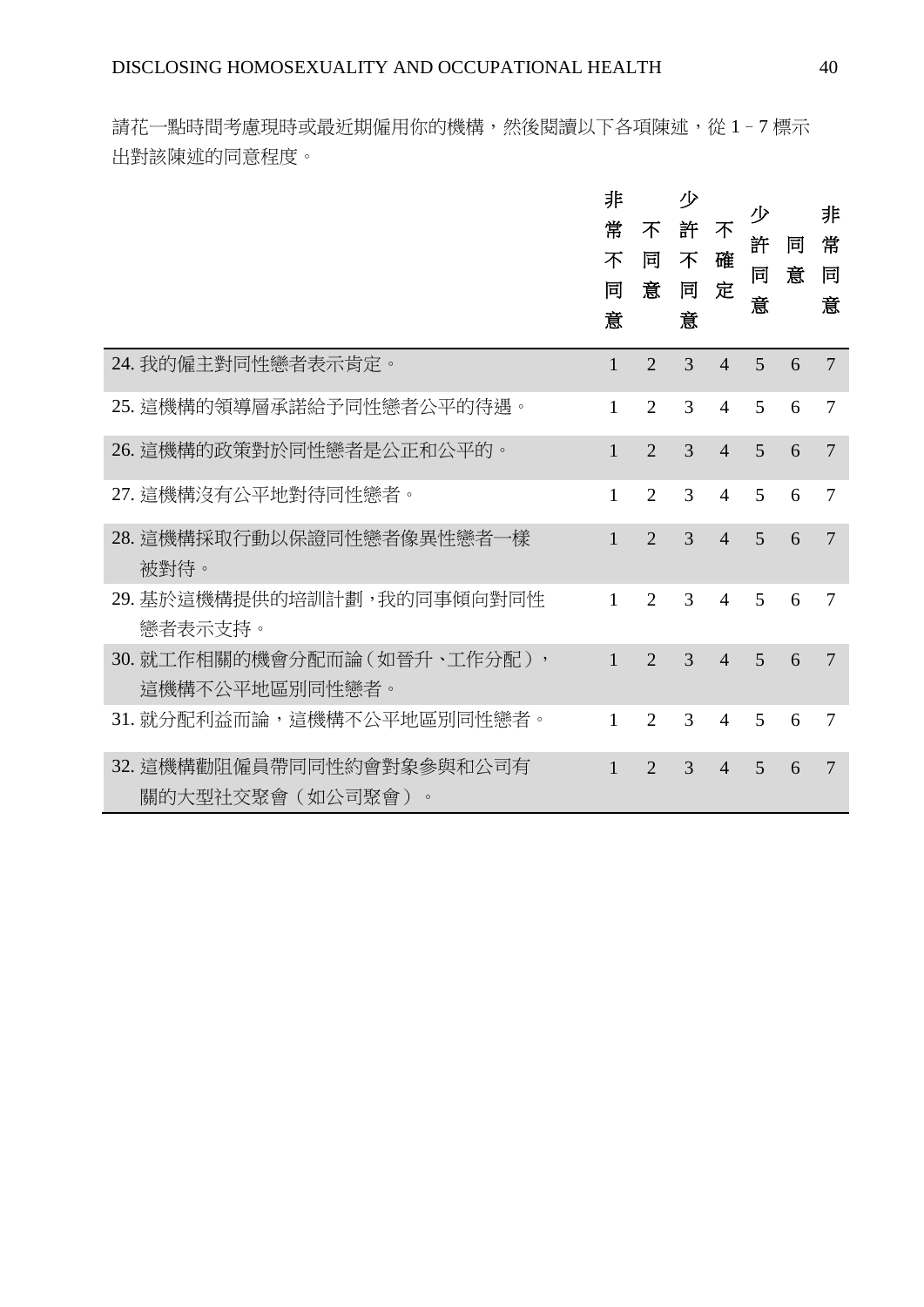請花一點時間考慮現時或最近期僱用你的機構，然後閱讀以下各項陳述，從 1 – 7 標示出對該陳述的同意程度。

| | 非常不同意 | 不同意 | 少許不同意 | 不確定 | 少許同意 | 同意 | 非常同意 |
|---|---|---|---|---|---|---|---|
| 24. 我的僱主對同性戀者表示肯定。 | 1 | 2 | 3 | 4 | 5 | 6 | 7 |
| 25. 這機構的領導層承諾給予同性戀者公平的待遇。 | 1 | 2 | 3 | 4 | 5 | 6 | 7 |
| 26. 這機構的政策對於同性戀者是公正和公平的。 | 1 | 2 | 3 | 4 | 5 | 6 | 7 |
| 27. 這機構沒有公平地對待同性戀者。 | 1 | 2 | 3 | 4 | 5 | 6 | 7 |
| 28. 這機構採取行動以保證同性戀者像異性戀者一樣被對待。 | 1 | 2 | 3 | 4 | 5 | 6 | 7 |
| 29. 基於這機構提供的培訓計劃，我的同事傾向對同性戀者表示支持。 | 1 | 2 | 3 | 4 | 5 | 6 | 7 |
| 30. 就工作相關的機會分配而論（如晉升、工作分配），這機構不公平地區別同性戀者。 | 1 | 2 | 3 | 4 | 5 | 6 | 7 |
| 31. 就分配利益而論，這機構不公平地區別同性戀者。 | 1 | 2 | 3 | 4 | 5 | 6 | 7 |
| 32. 這機構勸阻僱員帶同同性約會對象參與和公司有關的大型社交聚會（如公司聚會）。 | 1 | 2 | 3 | 4 | 5 | 6 | 7 |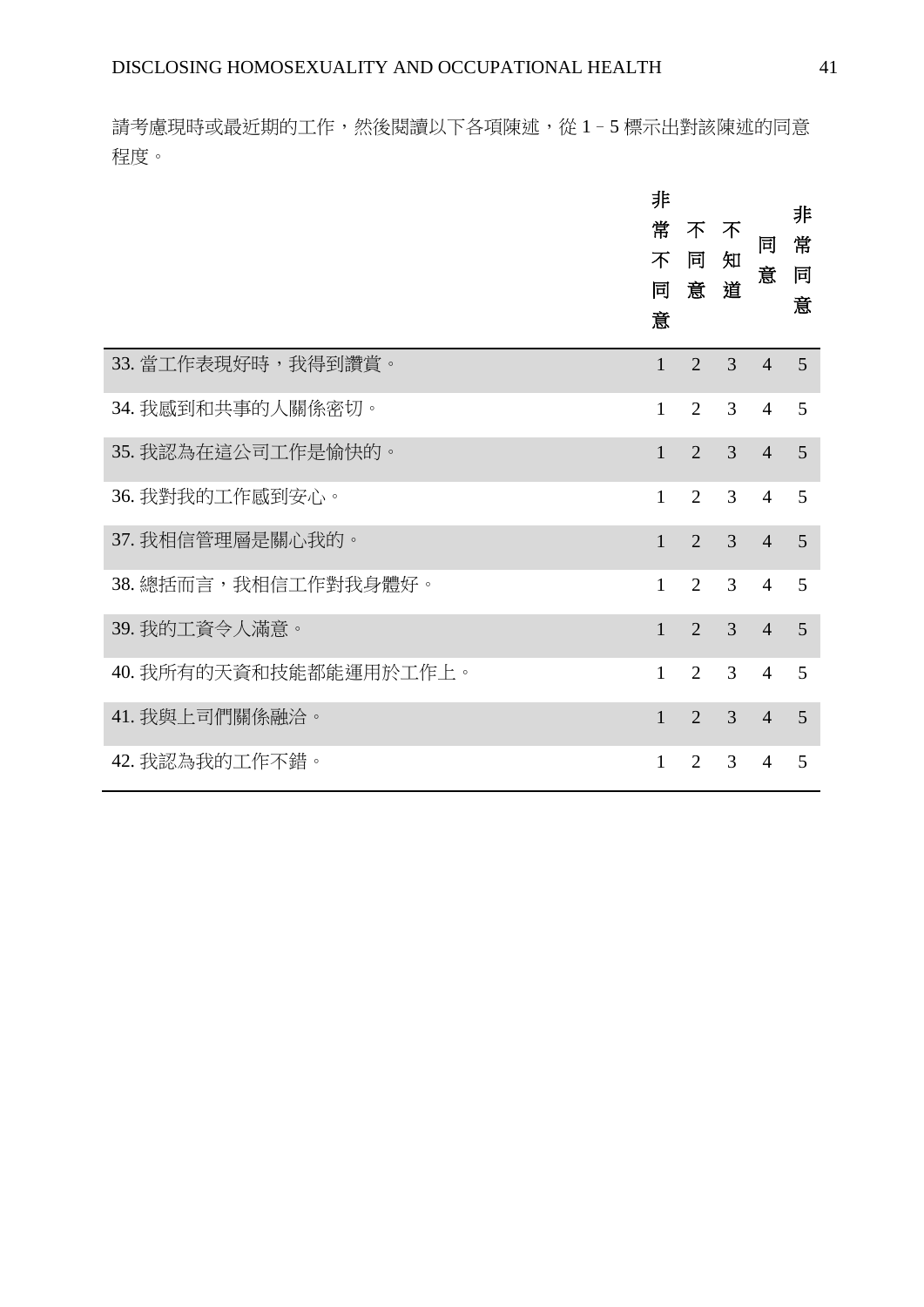請考慮現時或最近期的工作，然後閱讀以下各項陳述，從 1 – 5 標示出對該陳述的同意程度。

| | 非常不同意 | 不同意 | 不知道 | 同意 | 非常同意 |
|---|---|---|---|---|---|
| 33. 當工作表現好時，我得到讚賞。 | 1 | 2 | 3 | 4 | 5 |
| 34. 我感到和共事的人關係密切。 | 1 | 2 | 3 | 4 | 5 |
| 35. 我認為在這公司工作是愉快的。 | 1 | 2 | 3 | 4 | 5 |
| 36. 我對我的工作感到安心。 | 1 | 2 | 3 | 4 | 5 |
| 37. 我相信管理層是關心我的。 | 1 | 2 | 3 | 4 | 5 |
| 38. 總括而言，我相信工作對我身體好。 | 1 | 2 | 3 | 4 | 5 |
| 39. 我的工資令人滿意。 | 1 | 2 | 3 | 4 | 5 |
| 40. 我所有的天資和技能都能運用於工作上。 | 1 | 2 | 3 | 4 | 5 |
| 41. 我與上司們關係融洽。 | 1 | 2 | 3 | 4 | 5 |
| 42. 我認為我的工作不錯。 | 1 | 2 | 3 | 4 | 5 |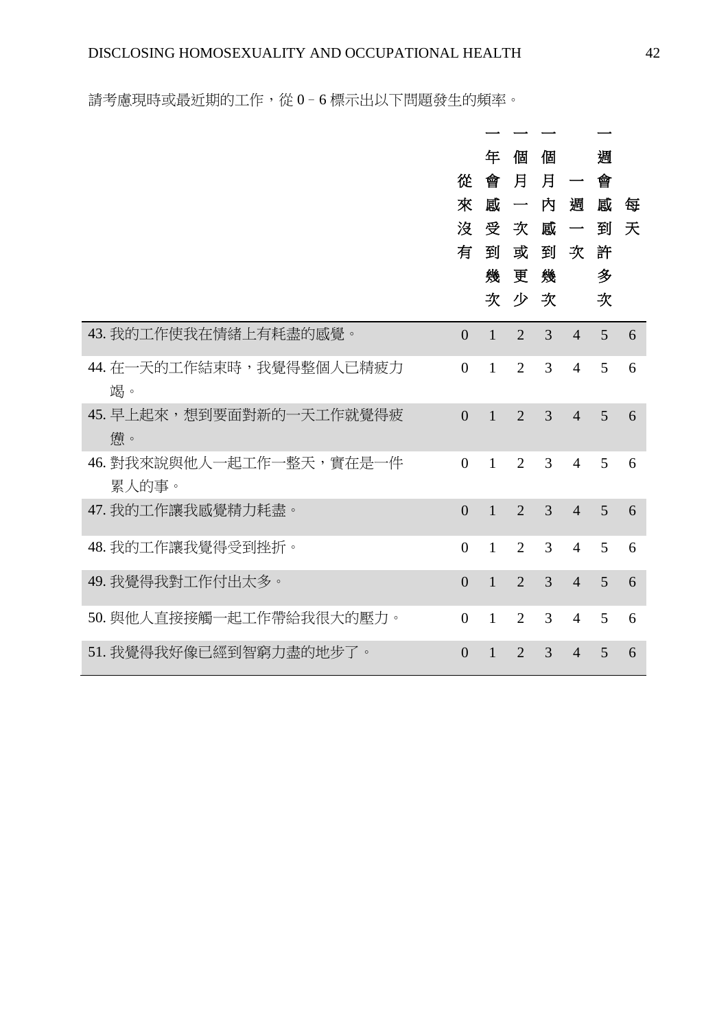請考慮現時或最近期的工作，從 0 – 6 標示出以下問題發生的頻率。

| | 從來沒有 | 一年會感受到幾次 | 一個月一次或更少 | 一個月內感到幾次 | 一週一次 | 一週會感到許多次 | 每天 |
|---|---|---|---|---|---|---|---|
| 43. 我的工作使我在情緒上有耗盡的感覺。 | 0 | 1 | 2 | 3 | 4 | 5 | 6 |
| 44. 在一天的工作結束時，我覺得整個人已精疲力竭。 | 0 | 1 | 2 | 3 | 4 | 5 | 6 |
| 45. 早上起來，想到要面對新的一天工作就覺得疲憊。 | 0 | 1 | 2 | 3 | 4 | 5 | 6 |
| 46. 對我來說與他人一起工作一整天，實在是一件累人的事。 | 0 | 1 | 2 | 3 | 4 | 5 | 6 |
| 47. 我的工作讓我感覺精力耗盡。 | 0 | 1 | 2 | 3 | 4 | 5 | 6 |
| 48. 我的工作讓我覺得受到挫折。 | 0 | 1 | 2 | 3 | 4 | 5 | 6 |
| 49. 我覺得我對工作付出太多。 | 0 | 1 | 2 | 3 | 4 | 5 | 6 |
| 50. 與他人直接接觸一起工作帶給我很大的壓力。 | 0 | 1 | 2 | 3 | 4 | 5 | 6 |
| 51. 我覺得我好像已經到智窮力盡的地步了。 | 0 | 1 | 2 | 3 | 4 | 5 | 6 |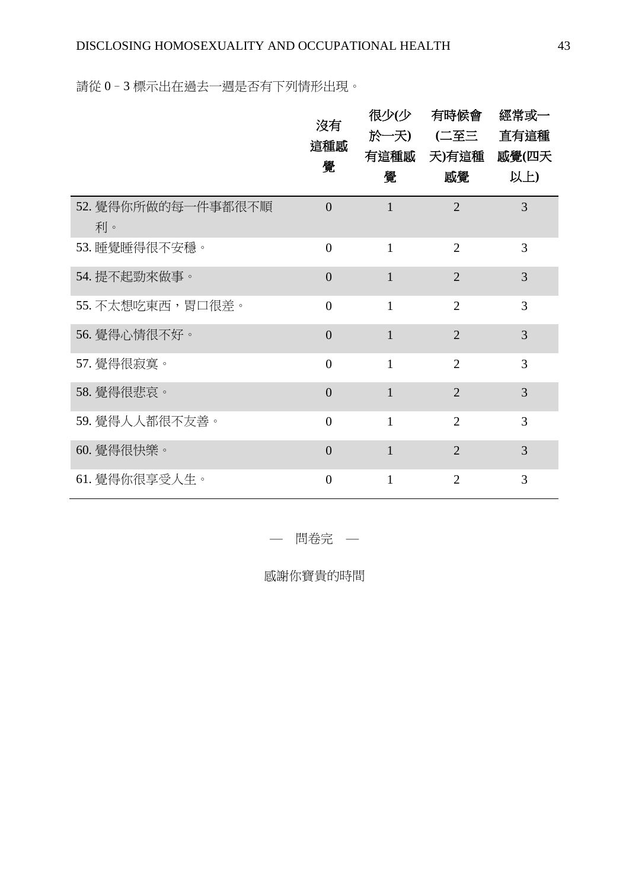請從 0 – 3 標示出在過去一週是否有下列情形出現。

| | 沒有這種感覺 | 很少(少於一天)有這種感覺 | 有時候會(二至三天)有這種感覺 | 經常或一直有這種感覺(四天以上) |
|---|---|---|---|---|
| 52. 覺得你所做的每一件事都很不順利。 | 0 | 1 | 2 | 3 |
| 53. 睡覺睡得很不安穩。 | 0 | 1 | 2 | 3 |
| 54. 提不起勁來做事。 | 0 | 1 | 2 | 3 |
| 55. 不太想吃東西，胃口很差。 | 0 | 1 | 2 | 3 |
| 56. 覺得心情很不好。 | 0 | 1 | 2 | 3 |
| 57. 覺得很寂寞。 | 0 | 1 | 2 | 3 |
| 58. 覺得很悲哀。 | 0 | 1 | 2 | 3 |
| 59. 覺得人人都很不友善。 | 0 | 1 | 2 | 3 |
| 60. 覺得很快樂。 | 0 | 1 | 2 | 3 |
| 61. 覺得你很享受人生。 | 0 | 1 | 2 | 3 |

— 問卷完 —

感謝你寶貴的時間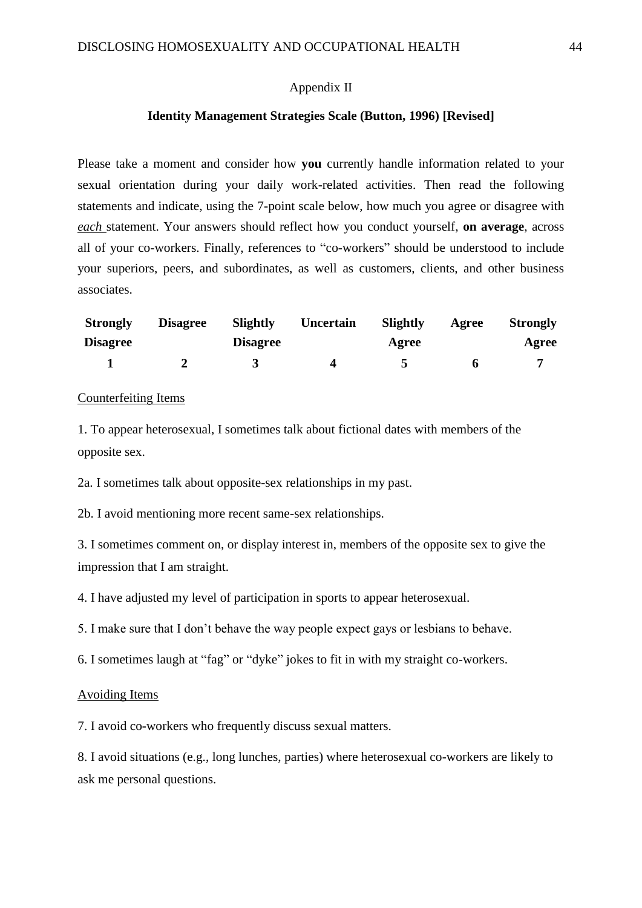Appendix II

**Identity Management Strategies Scale (Button, 1996) [Revised]**

Please take a moment and consider how **you** currently handle information related to your sexual orientation during your daily work-related activities. Then read the following statements and indicate, using the 7-point scale below, how much you agree or disagree with *each* statement. Your answers should reflect how you conduct yourself, **on average**, across all of your co-workers. Finally, references to "co-workers" should be understood to include your superiors, peers, and subordinates, as well as customers, clients, and other business associates.

| Strongly Disagree | Disagree | Slightly Disagree | Uncertain | Slightly Agree | Agree | Strongly Agree |
|---|---|---|---|---|---|---|
| **1** | **2** | **3** | **4** | **5** | **6** | **7** |

Counterfeiting Items

1. To appear heterosexual, I sometimes talk about fictional dates with members of the opposite sex.

2a. I sometimes talk about opposite-sex relationships in my past.

2b. I avoid mentioning more recent same-sex relationships.

3. I sometimes comment on, or display interest in, members of the opposite sex to give the impression that I am straight.

4. I have adjusted my level of participation in sports to appear heterosexual.

5. I make sure that I don't behave the way people expect gays or lesbians to behave.

6. I sometimes laugh at "fag" or "dyke" jokes to fit in with my straight co-workers.

Avoiding Items

7. I avoid co-workers who frequently discuss sexual matters.

8. I avoid situations (e.g., long lunches, parties) where heterosexual co-workers are likely to ask me personal questions.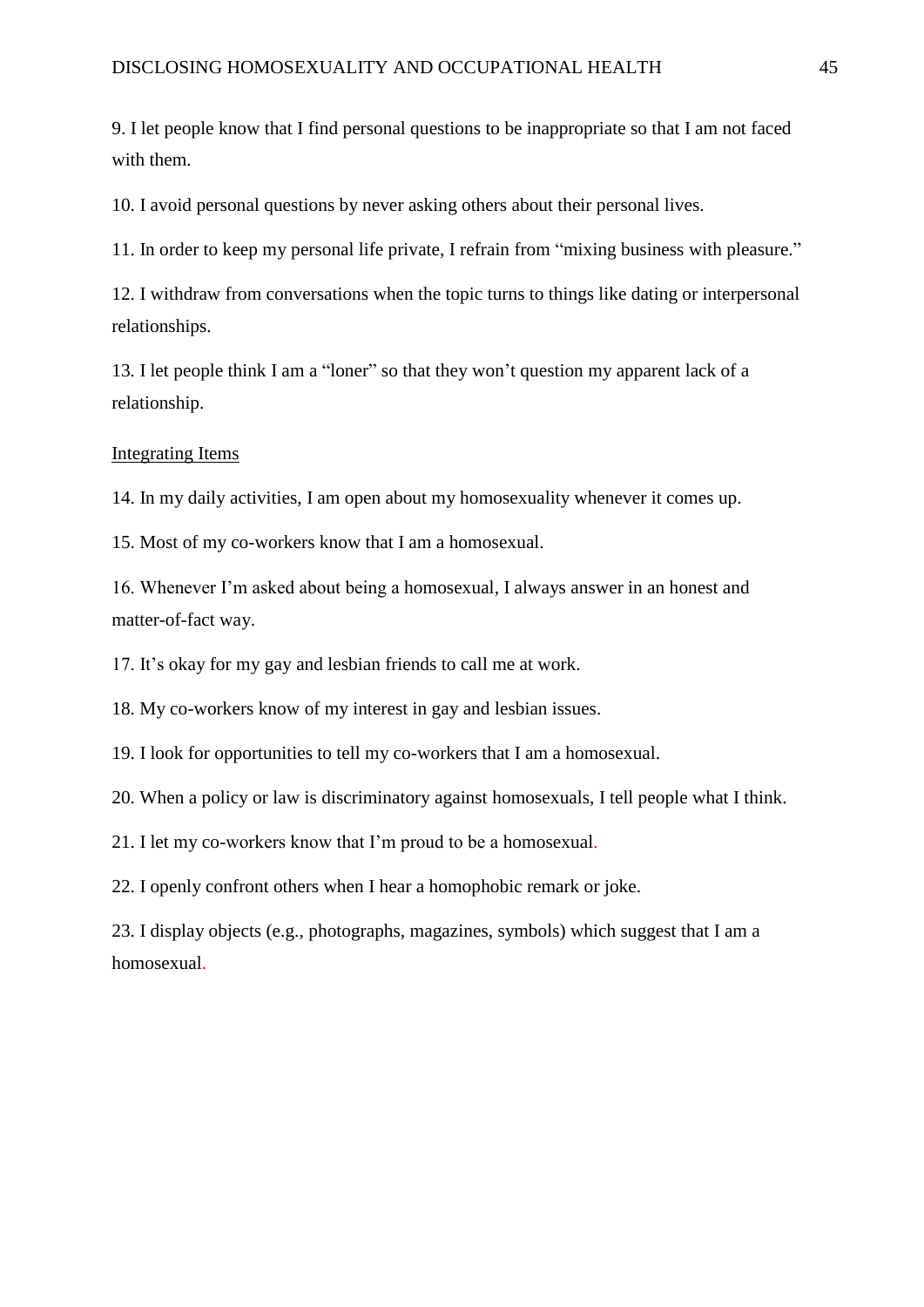9. I let people know that I find personal questions to be inappropriate so that I am not faced with them.

10. I avoid personal questions by never asking others about their personal lives.

11. In order to keep my personal life private, I refrain from “mixing business with pleasure.”

12. I withdraw from conversations when the topic turns to things like dating or interpersonal relationships.

13. I let people think I am a “loner” so that they won’t question my apparent lack of a relationship.

<u>Integrating Items</u>

14. In my daily activities, I am open about my homosexuality whenever it comes up.

15. Most of my co-workers know that I am a homosexual.

16. Whenever I’m asked about being a homosexual, I always answer in an honest and matter-of-fact way.

17. It’s okay for my gay and lesbian friends to call me at work.

18. My co-workers know of my interest in gay and lesbian issues.

19. I look for opportunities to tell my co-workers that I am a homosexual.

20. When a policy or law is discriminatory against homosexuals, I tell people what I think.

21. I let my co-workers know that I’m proud to be a homosexual.

22. I openly confront others when I hear a homophobic remark or joke.

23. I display objects (e.g., photographs, magazines, symbols) which suggest that I am a homosexual.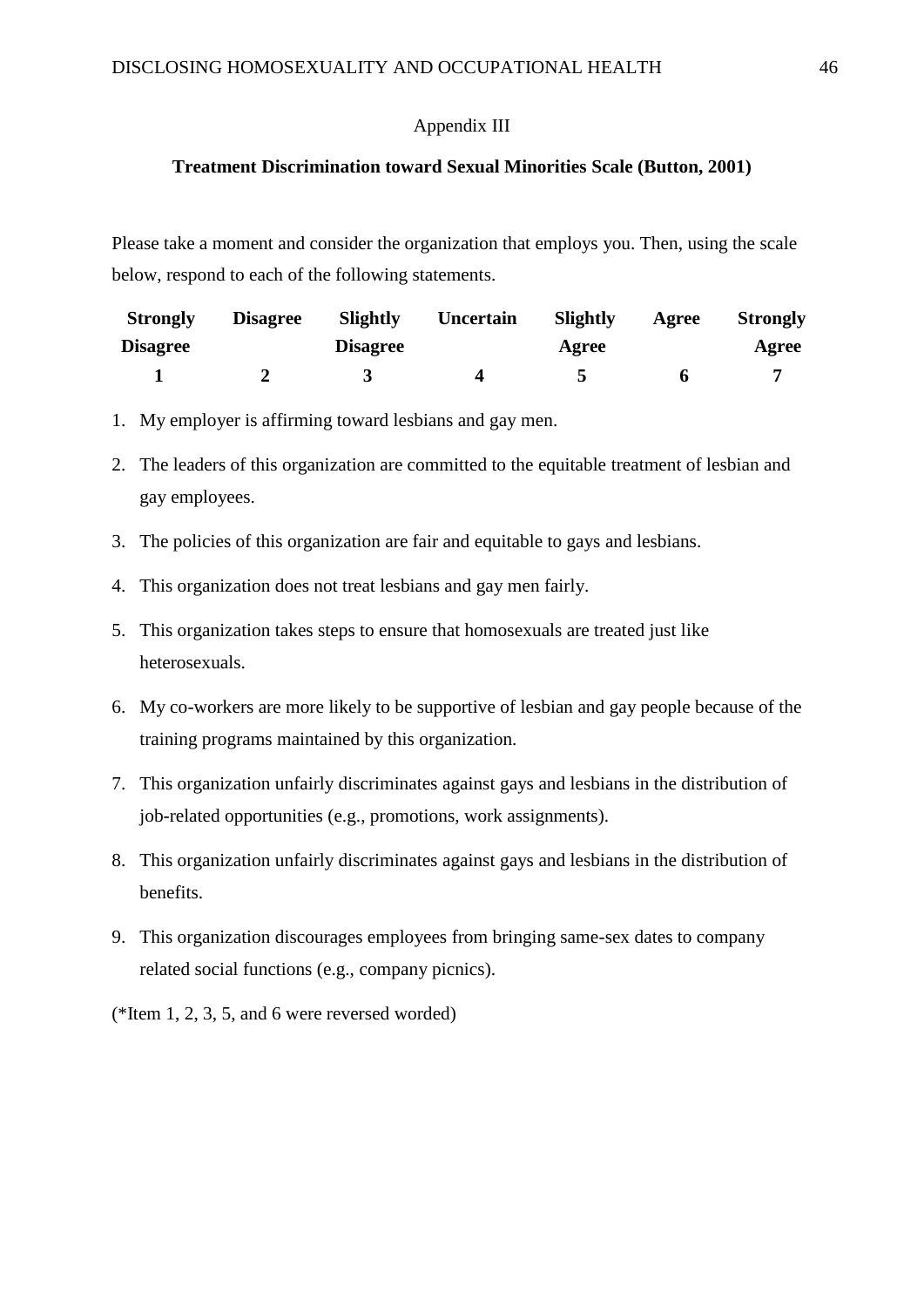Appendix III

**Treatment Discrimination toward Sexual Minorities Scale (Button, 2001)**

Please take a moment and consider the organization that employs you. Then, using the scale below, respond to each of the following statements.

| Strongly Disagree | Disagree | Slightly Disagree | Uncertain | Slightly Agree | Agree | Strongly Agree |
|---|---|---|---|---|---|---|
| 1 | 2 | 3 | 4 | 5 | 6 | 7 |

1. My employer is affirming toward lesbians and gay men.
2. The leaders of this organization are committed to the equitable treatment of lesbian and gay employees.
3. The policies of this organization are fair and equitable to gays and lesbians.
4. This organization does not treat lesbians and gay men fairly.
5. This organization takes steps to ensure that homosexuals are treated just like heterosexuals.
6. My co-workers are more likely to be supportive of lesbian and gay people because of the training programs maintained by this organization.
7. This organization unfairly discriminates against gays and lesbians in the distribution of job-related opportunities (e.g., promotions, work assignments).
8. This organization unfairly discriminates against gays and lesbians in the distribution of benefits.
9. This organization discourages employees from bringing same-sex dates to company related social functions (e.g., company picnics).

(*Item 1, 2, 3, 5, and 6 were reversed worded)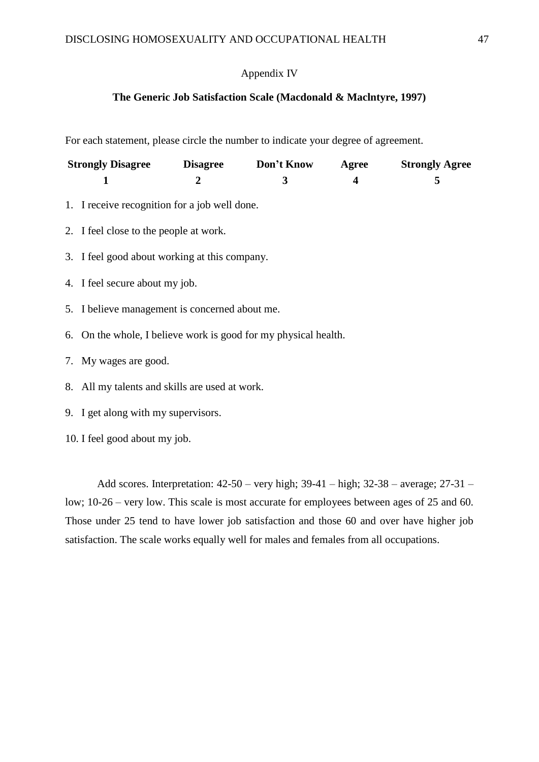Appendix IV

**The Generic Job Satisfaction Scale (Macdonald & Maclntyre, 1997)**

For each statement, please circle the number to indicate your degree of agreement.

| Strongly Disagree | Disagree | Don't Know | Agree | Strongly Agree |
|---|---|---|---|---|
| 1 | 2 | 3 | 4 | 5 |

1. I receive recognition for a job well done.
2. I feel close to the people at work.
3. I feel good about working at this company.
4. I feel secure about my job.
5. I believe management is concerned about me.
6. On the whole, I believe work is good for my physical health.
7. My wages are good.
8. All my talents and skills are used at work.
9. I get along with my supervisors.
10. I feel good about my job.

Add scores. Interpretation: 42-50 – very high; 39-41 – high; 32-38 – average; 27-31 – low; 10-26 – very low. This scale is most accurate for employees between ages of 25 and 60. Those under 25 tend to have lower job satisfaction and those 60 and over have higher job satisfaction. The scale works equally well for males and females from all occupations.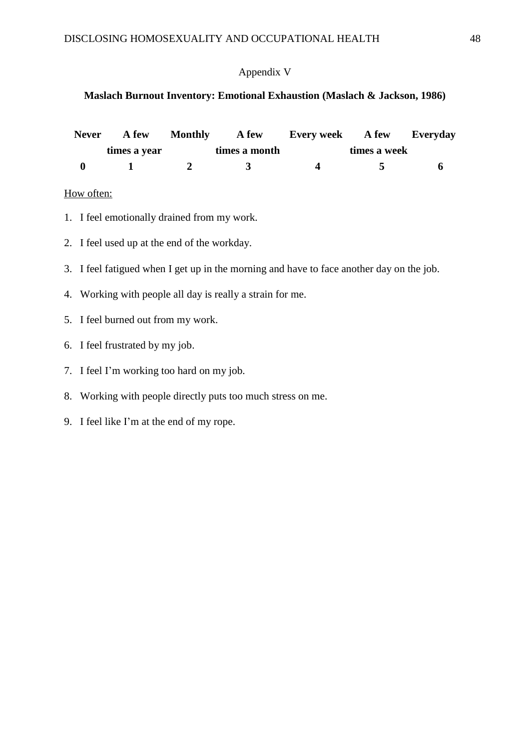Appendix V

**Maslach Burnout Inventory: Emotional Exhaustion (Maslach & Jackson, 1986)**

| Never | A few times a year | Monthly | A few times a month | Every week | A few times a week | Everyday |
|---|---|---|---|---|---|---|
| 0 | 1 | 2 | 3 | 4 | 5 | 6 |

How often:

1. I feel emotionally drained from my work.
2. I feel used up at the end of the workday.
3. I feel fatigued when I get up in the morning and have to face another day on the job.
4. Working with people all day is really a strain for me.
5. I feel burned out from my work.
6. I feel frustrated by my job.
7. I feel I'm working too hard on my job.
8. Working with people directly puts too much stress on me.
9. I feel like I'm at the end of my rope.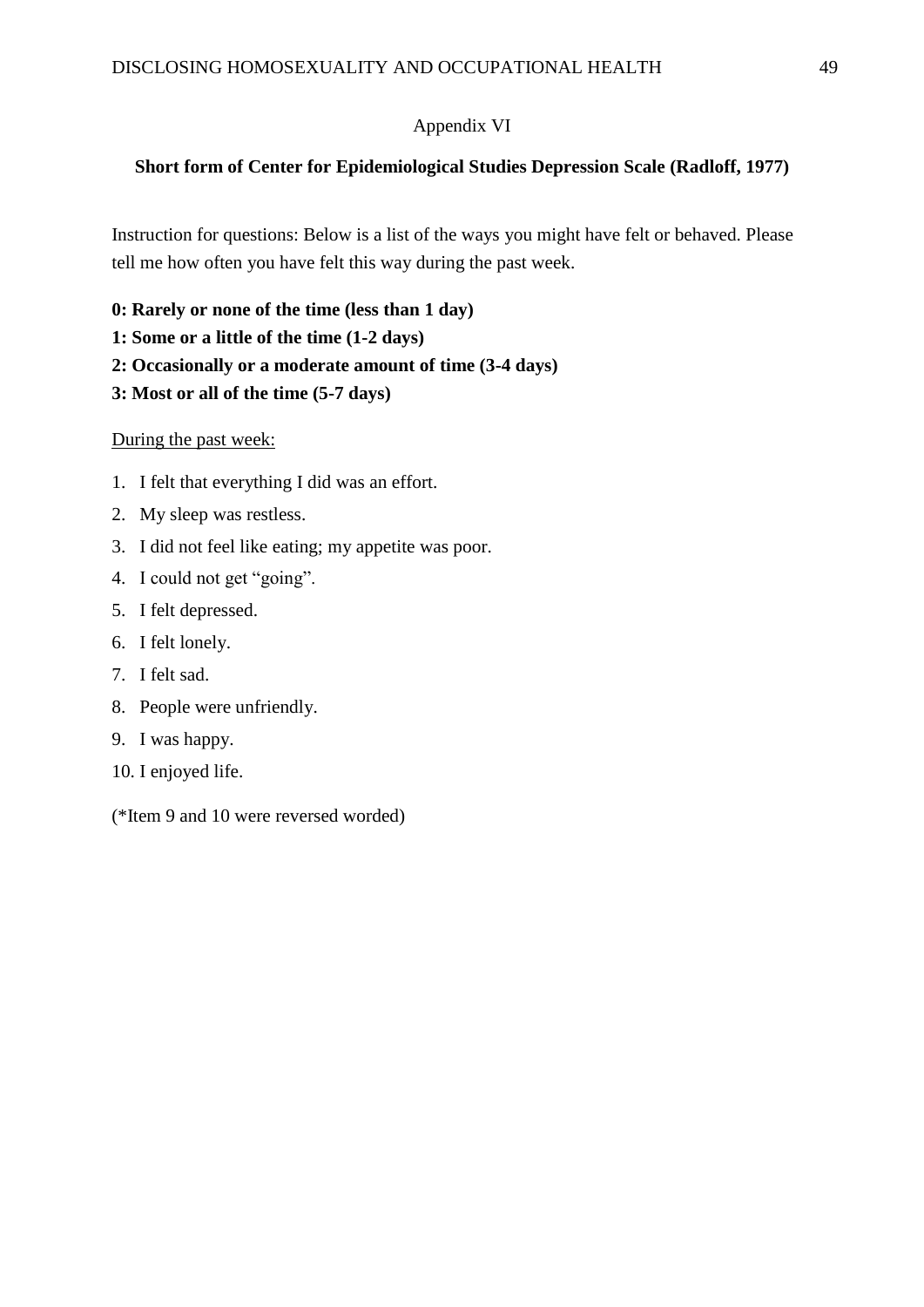Appendix VI

**Short form of Center for Epidemiological Studies Depression Scale (Radloff, 1977)**

Instruction for questions: Below is a list of the ways you might have felt or behaved. Please tell me how often you have felt this way during the past week.

**0: Rarely or none of the time (less than 1 day)**
**1: Some or a little of the time (1-2 days)**
**2: Occasionally or a moderate amount of time (3-4 days)**
**3: Most or all of the time (5-7 days)**

<u>During the past week:</u>

1. I felt that everything I did was an effort.
2. My sleep was restless.
3. I did not feel like eating; my appetite was poor.
4. I could not get "going".
5. I felt depressed.
6. I felt lonely.
7. I felt sad.
8. People were unfriendly.
9. I was happy.
10. I enjoyed life.

(*Item 9 and 10 were reversed worded)